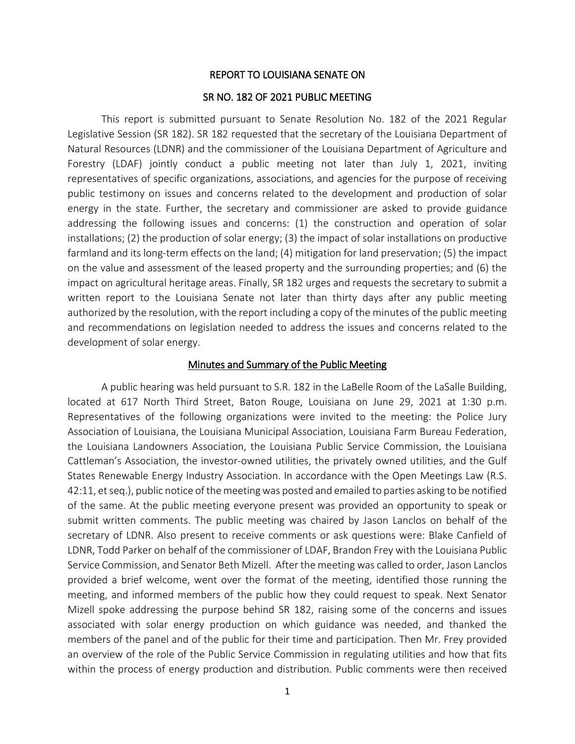# REPORT TO LOUISIANA SENATE ON

# SR NO. 182 OF 2021 PUBLIC MEETING

This report is submitted pursuant to Senate Resolution No. 182 of the 2021 Regular Legislative Session (SR 182). SR 182 requested that the secretary of the Louisiana Department of Natural Resources (LDNR) and the commissioner of the Louisiana Department of Agriculture and Forestry (LDAF) jointly conduct a public meeting not later than July 1, 2021, inviting representatives of specific organizations, associations, and agencies for the purpose of receiving public testimony on issues and concerns related to the development and production of solar energy in the state. Further, the secretary and commissioner are asked to provide guidance addressing the following issues and concerns: (1) the construction and operation of solar installations; (2) the production of solar energy; (3) the impact of solar installations on productive farmland and its long-term effects on the land; (4) mitigation for land preservation; (5) the impact on the value and assessment of the leased property and the surrounding properties; and (6) the impact on agricultural heritage areas. Finally, SR 182 urges and requests the secretary to submit a written report to the Louisiana Senate not later than thirty days after any public meeting authorized by the resolution, with the report including a copy of the minutes of the public meeting and recommendations on legislation needed to address the issues and concerns related to the development of solar energy.

## Minutes and Summary of the Public Meeting

A public hearing was held pursuant to S.R. 182 in the LaBelle Room of the LaSalle Building, located at 617 North Third Street, Baton Rouge, Louisiana on June 29, 2021 at 1:30 p.m. Representatives of the following organizations were invited to the meeting: the Police Jury Association of Louisiana, the Louisiana Municipal Association, Louisiana Farm Bureau Federation, the Louisiana Landowners Association, the Louisiana Public Service Commission, the Louisiana Cattleman's Association, the investor-owned utilities, the privately owned utilities, and the Gulf States Renewable Energy Industry Association. In accordance with the Open Meetings Law (R.S. 42:11, et seq.), public notice of the meeting was posted and emailed to parties asking to be notified of the same. At the public meeting everyone present was provided an opportunity to speak or submit written comments. The public meeting was chaired by Jason Lanclos on behalf of the secretary of LDNR. Also present to receive comments or ask questions were: Blake Canfield of LDNR, Todd Parker on behalf of the commissioner of LDAF, Brandon Frey with the Louisiana Public Service Commission, and Senator Beth Mizell. After the meeting was called to order, Jason Lanclos provided a brief welcome, went over the format of the meeting, identified those running the meeting, and informed members of the public how they could request to speak. Next Senator Mizell spoke addressing the purpose behind SR 182, raising some of the concerns and issues associated with solar energy production on which guidance was needed, and thanked the members of the panel and of the public for their time and participation. Then Mr. Frey provided an overview of the role of the Public Service Commission in regulating utilities and how that fits within the process of energy production and distribution. Public comments were then received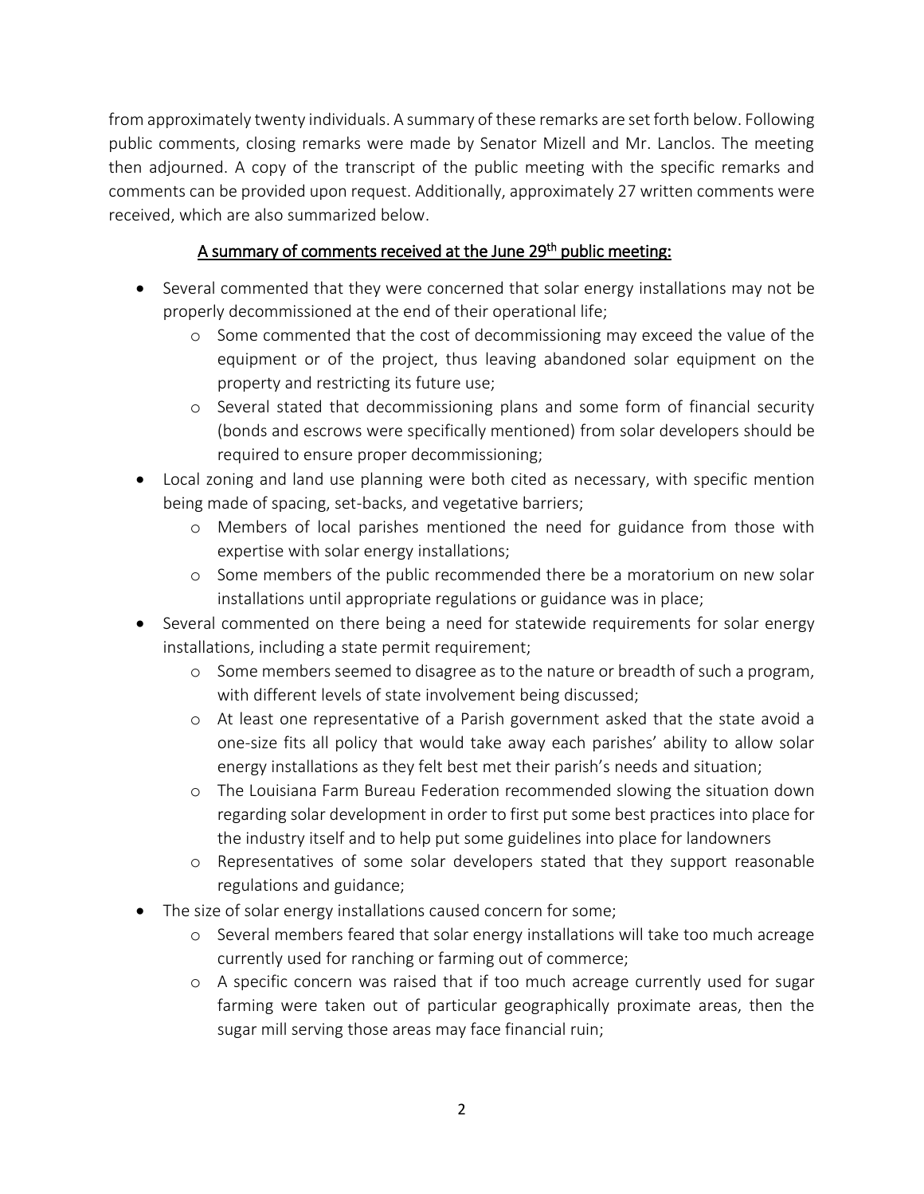from approximately twenty individuals. A summary of these remarks are set forth below. Following public comments, closing remarks were made by Senator Mizell and Mr. Lanclos. The meeting then adjourned. A copy of the transcript of the public meeting with the specific remarks and comments can be provided upon request. Additionally, approximately 27 written comments were received, which are also summarized below.

## A summary of comments received at the June 29th public meeting:

- Several commented that they were concerned that solar energy installations may not be properly decommissioned at the end of their operational life;
  - Some commented that the cost of decommissioning may exceed the value of the equipment or of the project, thus leaving abandoned solar equipment on the property and restricting its future use;
  - Several stated that decommissioning plans and some form of financial security (bonds and escrows were specifically mentioned) from solar developers should be required to ensure proper decommissioning;
- Local zoning and land use planning were both cited as necessary, with specific mention being made of spacing, set-backs, and vegetative barriers;
  - Members of local parishes mentioned the need for guidance from those with expertise with solar energy installations;
  - Some members of the public recommended there be a moratorium on new solar installations until appropriate regulations or guidance was in place;
- Several commented on there being a need for statewide requirements for solar energy installations, including a state permit requirement;
  - Some members seemed to disagree as to the nature or breadth of such a program, with different levels of state involvement being discussed;
  - At least one representative of a Parish government asked that the state avoid a one-size fits all policy that would take away each parishes' ability to allow solar energy installations as they felt best met their parish's needs and situation;
  - The Louisiana Farm Bureau Federation recommended slowing the situation down regarding solar development in order to first put some best practices into place for the industry itself and to help put some guidelines into place for landowners
  - Representatives of some solar developers stated that they support reasonable regulations and guidance;
- The size of solar energy installations caused concern for some;
  - Several members feared that solar energy installations will take too much acreage currently used for ranching or farming out of commerce;
  - A specific concern was raised that if too much acreage currently used for sugar farming were taken out of particular geographically proximate areas, then the sugar mill serving those areas may face financial ruin;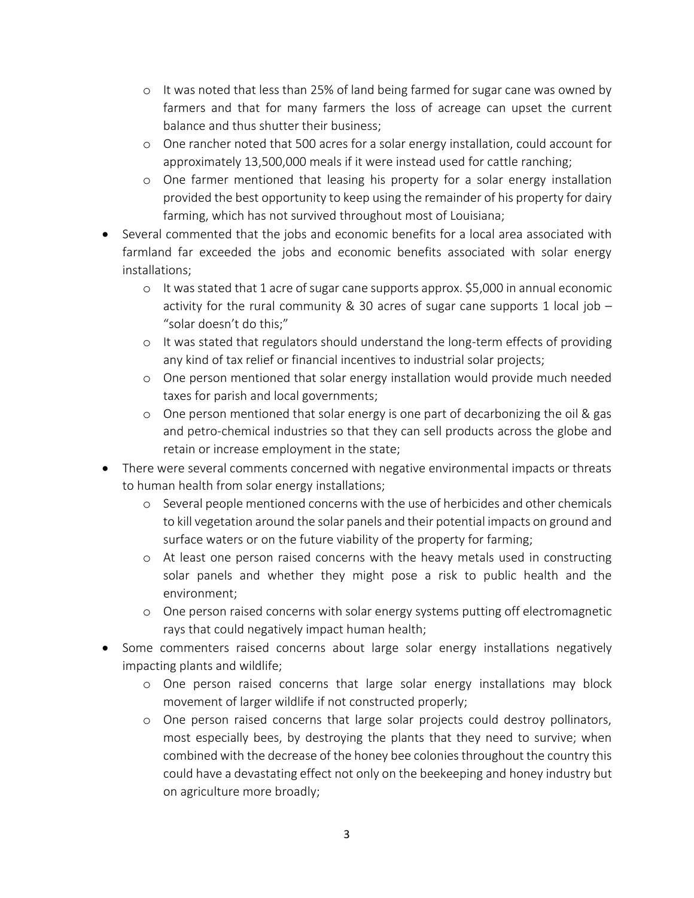- It was noted that less than 25% of land being farmed for sugar cane was owned by farmers and that for many farmers the loss of acreage can upset the current balance and thus shutter their business;
    - One rancher noted that 500 acres for a solar energy installation, could account for approximately 13,500,000 meals if it were instead used for cattle ranching;
    - One farmer mentioned that leasing his property for a solar energy installation provided the best opportunity to keep using the remainder of his property for dairy farming, which has not survived throughout most of Louisiana;
- Several commented that the jobs and economic benefits for a local area associated with farmland far exceeded the jobs and economic benefits associated with solar energy installations;
    - It was stated that 1 acre of sugar cane supports approx. $5,000 in annual economic activity for the rural community & 30 acres of sugar cane supports 1 local job – "solar doesn't do this;"
    - It was stated that regulators should understand the long-term effects of providing any kind of tax relief or financial incentives to industrial solar projects;
    - One person mentioned that solar energy installation would provide much needed taxes for parish and local governments;
    - One person mentioned that solar energy is one part of decarbonizing the oil & gas and petro-chemical industries so that they can sell products across the globe and retain or increase employment in the state;
- There were several comments concerned with negative environmental impacts or threats to human health from solar energy installations;
    - Several people mentioned concerns with the use of herbicides and other chemicals to kill vegetation around the solar panels and their potential impacts on ground and surface waters or on the future viability of the property for farming;
    - At least one person raised concerns with the heavy metals used in constructing solar panels and whether they might pose a risk to public health and the environment;
    - One person raised concerns with solar energy systems putting off electromagnetic rays that could negatively impact human health;
- Some commenters raised concerns about large solar energy installations negatively impacting plants and wildlife;
    - One person raised concerns that large solar energy installations may block movement of larger wildlife if not constructed properly;
    - One person raised concerns that large solar projects could destroy pollinators, most especially bees, by destroying the plants that they need to survive; when combined with the decrease of the honey bee colonies throughout the country this could have a devastating effect not only on the beekeeping and honey industry but on agriculture more broadly;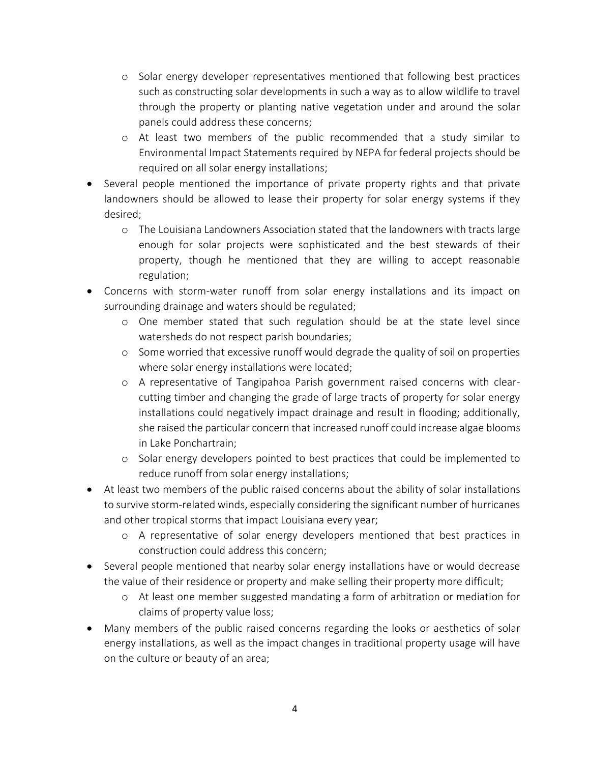- Solar energy developer representatives mentioned that following best practices such as constructing solar developments in such a way as to allow wildlife to travel through the property or planting native vegetation under and around the solar panels could address these concerns;
  - At least two members of the public recommended that a study similar to Environmental Impact Statements required by NEPA for federal projects should be required on all solar energy installations;
- Several people mentioned the importance of private property rights and that private landowners should be allowed to lease their property for solar energy systems if they desired;
  - The Louisiana Landowners Association stated that the landowners with tracts large enough for solar projects were sophisticated and the best stewards of their property, though he mentioned that they are willing to accept reasonable regulation;
- Concerns with storm-water runoff from solar energy installations and its impact on surrounding drainage and waters should be regulated;
  - One member stated that such regulation should be at the state level since watersheds do not respect parish boundaries;
  - Some worried that excessive runoff would degrade the quality of soil on properties where solar energy installations were located;
  - A representative of Tangipahoa Parish government raised concerns with clear-cutting timber and changing the grade of large tracts of property for solar energy installations could negatively impact drainage and result in flooding; additionally, she raised the particular concern that increased runoff could increase algae blooms in Lake Ponchartrain;
  - Solar energy developers pointed to best practices that could be implemented to reduce runoff from solar energy installations;
- At least two members of the public raised concerns about the ability of solar installations to survive storm-related winds, especially considering the significant number of hurricanes and other tropical storms that impact Louisiana every year;
  - A representative of solar energy developers mentioned that best practices in construction could address this concern;
- Several people mentioned that nearby solar energy installations have or would decrease the value of their residence or property and make selling their property more difficult;
  - At least one member suggested mandating a form of arbitration or mediation for claims of property value loss;
- Many members of the public raised concerns regarding the looks or aesthetics of solar energy installations, as well as the impact changes in traditional property usage will have on the culture or beauty of an area;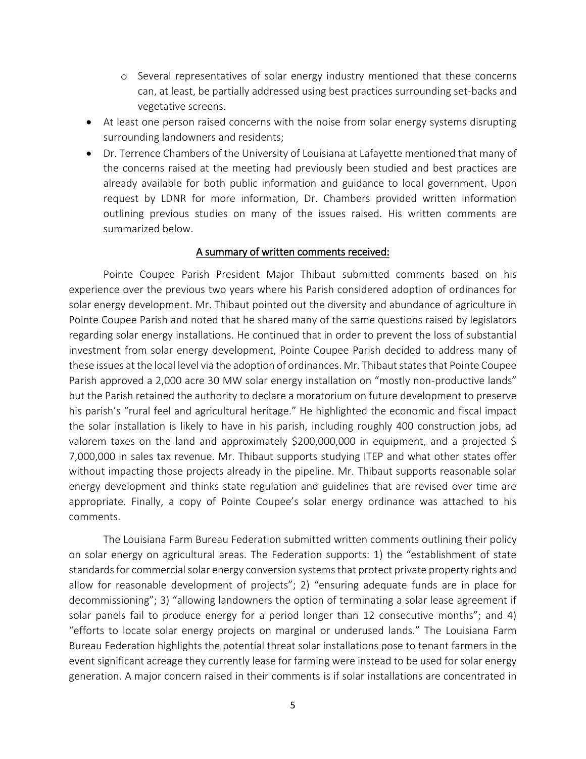- Several representatives of solar energy industry mentioned that these concerns can, at least, be partially addressed using best practices surrounding set-backs and vegetative screens.
- At least one person raised concerns with the noise from solar energy systems disrupting surrounding landowners and residents;
- Dr. Terrence Chambers of the University of Louisiana at Lafayette mentioned that many of the concerns raised at the meeting had previously been studied and best practices are already available for both public information and guidance to local government. Upon request by LDNR for more information, Dr. Chambers provided written information outlining previous studies on many of the issues raised. His written comments are summarized below.

<u>A summary of written comments received:</u>

Pointe Coupee Parish President Major Thibaut submitted comments based on his experience over the previous two years where his Parish considered adoption of ordinances for solar energy development. Mr. Thibaut pointed out the diversity and abundance of agriculture in Pointe Coupee Parish and noted that he shared many of the same questions raised by legislators regarding solar energy installations. He continued that in order to prevent the loss of substantial investment from solar energy development, Pointe Coupee Parish decided to address many of these issues at the local level via the adoption of ordinances. Mr. Thibaut states that Pointe Coupee Parish approved a 2,000 acre 30 MW solar energy installation on "mostly non-productive lands" but the Parish retained the authority to declare a moratorium on future development to preserve his parish's "rural feel and agricultural heritage." He highlighted the economic and fiscal impact the solar installation is likely to have in his parish, including roughly 400 construction jobs, ad valorem taxes on the land and approximately $200,000,000 in equipment, and a projected $ 7,000,000 in sales tax revenue. Mr. Thibaut supports studying ITEP and what other states offer without impacting those projects already in the pipeline. Mr. Thibaut supports reasonable solar energy development and thinks state regulation and guidelines that are revised over time are appropriate. Finally, a copy of Pointe Coupee's solar energy ordinance was attached to his comments.

The Louisiana Farm Bureau Federation submitted written comments outlining their policy on solar energy on agricultural areas. The Federation supports: 1) the "establishment of state standards for commercial solar energy conversion systems that protect private property rights and allow for reasonable development of projects"; 2) "ensuring adequate funds are in place for decommissioning"; 3) "allowing landowners the option of terminating a solar lease agreement if solar panels fail to produce energy for a period longer than 12 consecutive months"; and 4) "efforts to locate solar energy projects on marginal or underused lands." The Louisiana Farm Bureau Federation highlights the potential threat solar installations pose to tenant farmers in the event significant acreage they currently lease for farming were instead to be used for solar energy generation. A major concern raised in their comments is if solar installations are concentrated in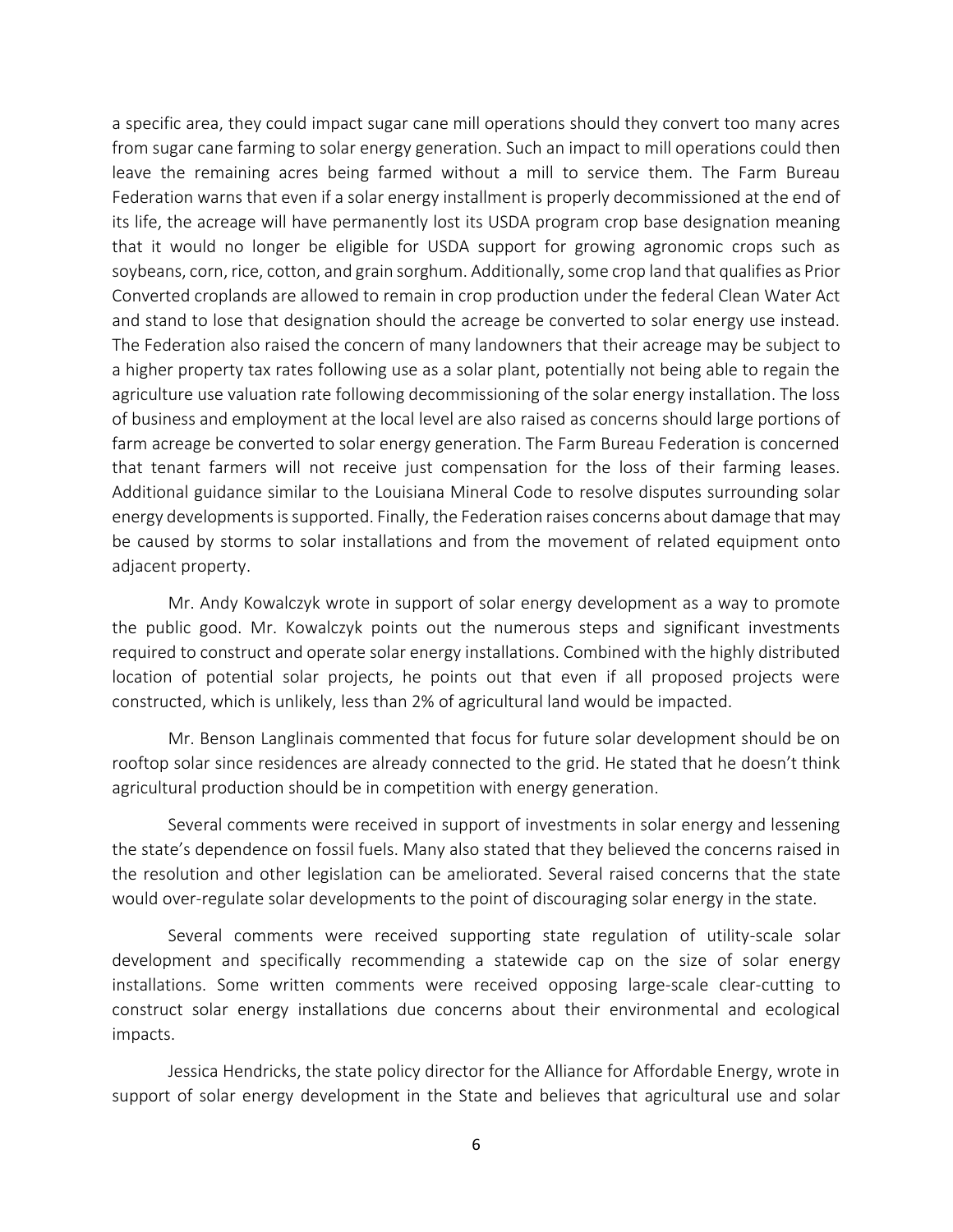a specific area, they could impact sugar cane mill operations should they convert too many acres from sugar cane farming to solar energy generation. Such an impact to mill operations could then leave the remaining acres being farmed without a mill to service them. The Farm Bureau Federation warns that even if a solar energy installment is properly decommissioned at the end of its life, the acreage will have permanently lost its USDA program crop base designation meaning that it would no longer be eligible for USDA support for growing agronomic crops such as soybeans, corn, rice, cotton, and grain sorghum. Additionally, some crop land that qualifies as Prior Converted croplands are allowed to remain in crop production under the federal Clean Water Act and stand to lose that designation should the acreage be converted to solar energy use instead. The Federation also raised the concern of many landowners that their acreage may be subject to a higher property tax rates following use as a solar plant, potentially not being able to regain the agriculture use valuation rate following decommissioning of the solar energy installation. The loss of business and employment at the local level are also raised as concerns should large portions of farm acreage be converted to solar energy generation. The Farm Bureau Federation is concerned that tenant farmers will not receive just compensation for the loss of their farming leases. Additional guidance similar to the Louisiana Mineral Code to resolve disputes surrounding solar energy developments is supported. Finally, the Federation raises concerns about damage that may be caused by storms to solar installations and from the movement of related equipment onto adjacent property.

Mr. Andy Kowalczyk wrote in support of solar energy development as a way to promote the public good. Mr. Kowalczyk points out the numerous steps and significant investments required to construct and operate solar energy installations. Combined with the highly distributed location of potential solar projects, he points out that even if all proposed projects were constructed, which is unlikely, less than 2% of agricultural land would be impacted.

Mr. Benson Langlinais commented that focus for future solar development should be on rooftop solar since residences are already connected to the grid. He stated that he doesn't think agricultural production should be in competition with energy generation.

Several comments were received in support of investments in solar energy and lessening the state's dependence on fossil fuels. Many also stated that they believed the concerns raised in the resolution and other legislation can be ameliorated. Several raised concerns that the state would over-regulate solar developments to the point of discouraging solar energy in the state.

Several comments were received supporting state regulation of utility-scale solar development and specifically recommending a statewide cap on the size of solar energy installations. Some written comments were received opposing large-scale clear-cutting to construct solar energy installations due concerns about their environmental and ecological impacts.

Jessica Hendricks, the state policy director for the Alliance for Affordable Energy, wrote in support of solar energy development in the State and believes that agricultural use and solar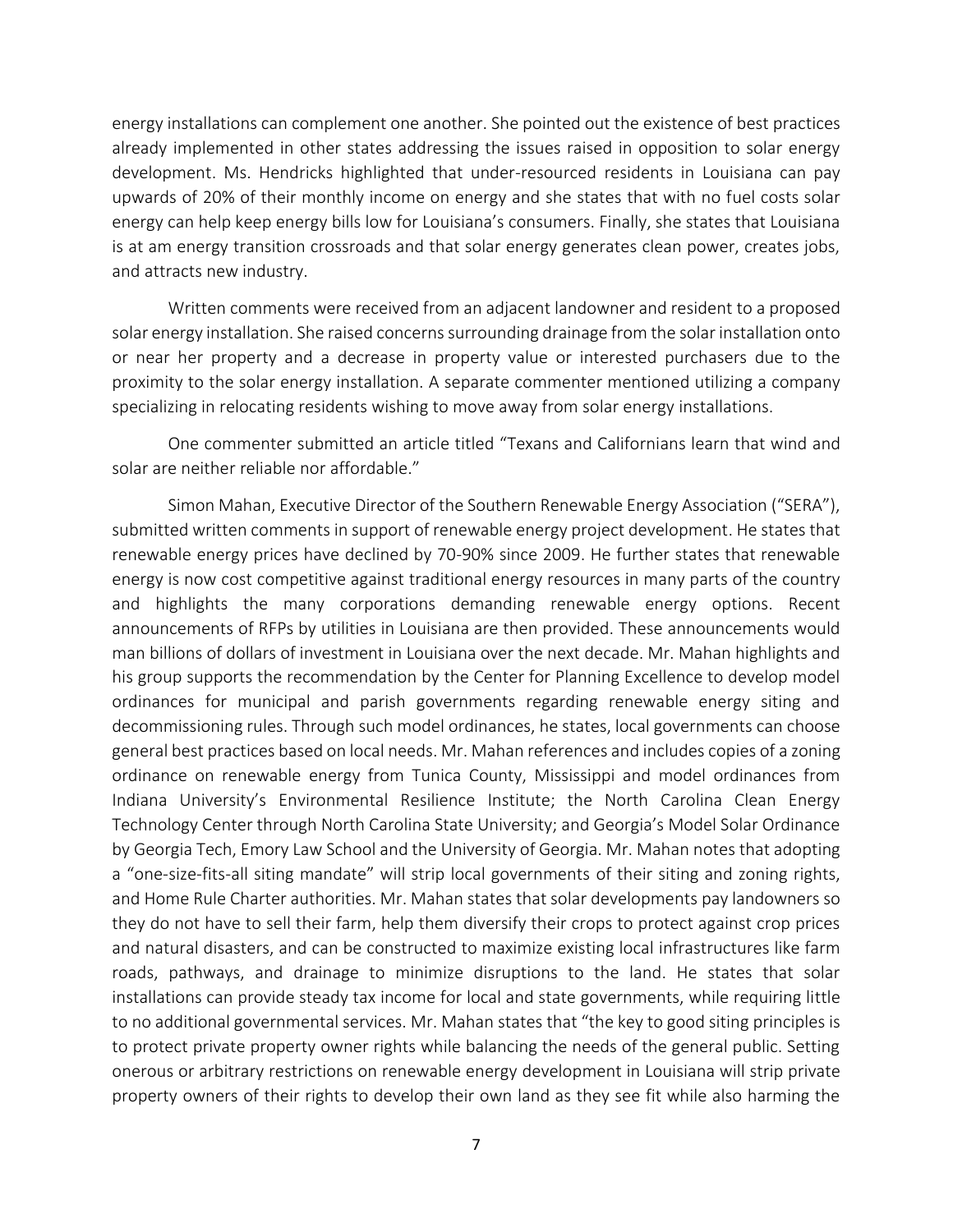energy installations can complement one another. She pointed out the existence of best practices already implemented in other states addressing the issues raised in opposition to solar energy development. Ms. Hendricks highlighted that under-resourced residents in Louisiana can pay upwards of 20% of their monthly income on energy and she states that with no fuel costs solar energy can help keep energy bills low for Louisiana's consumers. Finally, she states that Louisiana is at am energy transition crossroads and that solar energy generates clean power, creates jobs, and attracts new industry.

Written comments were received from an adjacent landowner and resident to a proposed solar energy installation. She raised concerns surrounding drainage from the solar installation onto or near her property and a decrease in property value or interested purchasers due to the proximity to the solar energy installation. A separate commenter mentioned utilizing a company specializing in relocating residents wishing to move away from solar energy installations.

One commenter submitted an article titled "Texans and Californians learn that wind and solar are neither reliable nor affordable."

Simon Mahan, Executive Director of the Southern Renewable Energy Association ("SERA"), submitted written comments in support of renewable energy project development. He states that renewable energy prices have declined by 70-90% since 2009. He further states that renewable energy is now cost competitive against traditional energy resources in many parts of the country and highlights the many corporations demanding renewable energy options. Recent announcements of RFPs by utilities in Louisiana are then provided. These announcements would man billions of dollars of investment in Louisiana over the next decade. Mr. Mahan highlights and his group supports the recommendation by the Center for Planning Excellence to develop model ordinances for municipal and parish governments regarding renewable energy siting and decommissioning rules. Through such model ordinances, he states, local governments can choose general best practices based on local needs. Mr. Mahan references and includes copies of a zoning ordinance on renewable energy from Tunica County, Mississippi and model ordinances from Indiana University's Environmental Resilience Institute; the North Carolina Clean Energy Technology Center through North Carolina State University; and Georgia's Model Solar Ordinance by Georgia Tech, Emory Law School and the University of Georgia. Mr. Mahan notes that adopting a "one-size-fits-all siting mandate" will strip local governments of their siting and zoning rights, and Home Rule Charter authorities. Mr. Mahan states that solar developments pay landowners so they do not have to sell their farm, help them diversify their crops to protect against crop prices and natural disasters, and can be constructed to maximize existing local infrastructures like farm roads, pathways, and drainage to minimize disruptions to the land. He states that solar installations can provide steady tax income for local and state governments, while requiring little to no additional governmental services. Mr. Mahan states that "the key to good siting principles is to protect private property owner rights while balancing the needs of the general public. Setting onerous or arbitrary restrictions on renewable energy development in Louisiana will strip private property owners of their rights to develop their own land as they see fit while also harming the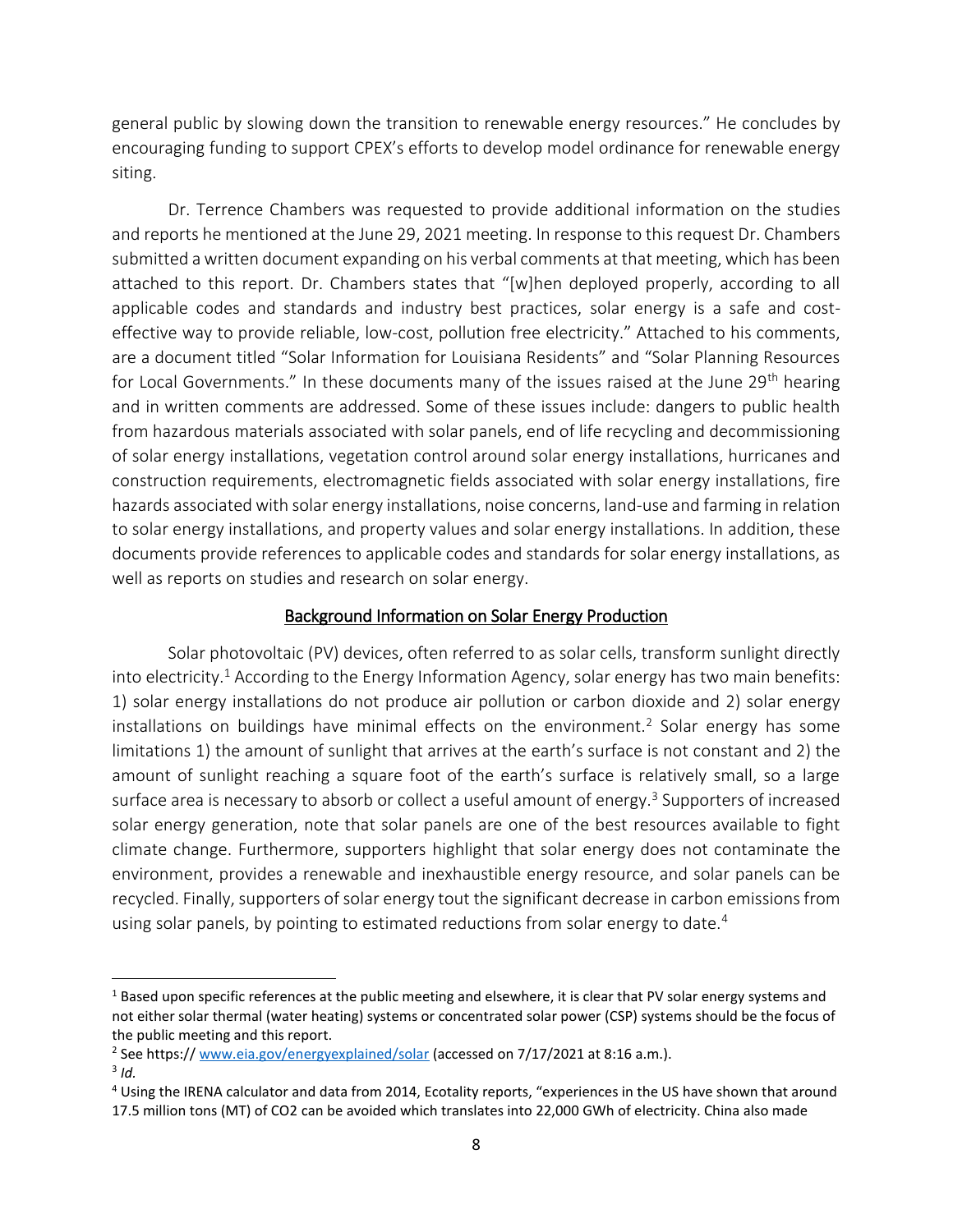general public by slowing down the transition to renewable energy resources." He concludes by encouraging funding to support CPEX's efforts to develop model ordinance for renewable energy siting.

Dr. Terrence Chambers was requested to provide additional information on the studies and reports he mentioned at the June 29, 2021 meeting. In response to this request Dr. Chambers submitted a written document expanding on his verbal comments at that meeting, which has been attached to this report. Dr. Chambers states that "[w]hen deployed properly, according to all applicable codes and standards and industry best practices, solar energy is a safe and cost-effective way to provide reliable, low-cost, pollution free electricity." Attached to his comments, are a document titled "Solar Information for Louisiana Residents" and "Solar Planning Resources for Local Governments." In these documents many of the issues raised at the June 29th hearing and in written comments are addressed. Some of these issues include: dangers to public health from hazardous materials associated with solar panels, end of life recycling and decommissioning of solar energy installations, vegetation control around solar energy installations, hurricanes and construction requirements, electromagnetic fields associated with solar energy installations, fire hazards associated with solar energy installations, noise concerns, land-use and farming in relation to solar energy installations, and property values and solar energy installations. In addition, these documents provide references to applicable codes and standards for solar energy installations, as well as reports on studies and research on solar energy.

## Background Information on Solar Energy Production

Solar photovoltaic (PV) devices, often referred to as solar cells, transform sunlight directly into electricity.[1] According to the Energy Information Agency, solar energy has two main benefits: 1) solar energy installations do not produce air pollution or carbon dioxide and 2) solar energy installations on buildings have minimal effects on the environment.[2] Solar energy has some limitations 1) the amount of sunlight that arrives at the earth's surface is not constant and 2) the amount of sunlight reaching a square foot of the earth's surface is relatively small, so a large surface area is necessary to absorb or collect a useful amount of energy.[3] Supporters of increased solar energy generation, note that solar panels are one of the best resources available to fight climate change. Furthermore, supporters highlight that solar energy does not contaminate the environment, provides a renewable and inexhaustible energy resource, and solar panels can be recycled. Finally, supporters of solar energy tout the significant decrease in carbon emissions from using solar panels, by pointing to estimated reductions from solar energy to date.[4]

---

[1] Based upon specific references at the public meeting and elsewhere, it is clear that PV solar energy systems and not either solar thermal (water heating) systems or concentrated solar power (CSP) systems should be the focus of the public meeting and this report.

[2] See https:// www.eia.gov/energyexplained/solar (accessed on 7/17/2021 at 8:16 a.m.).

[3] *Id.*

[4] Using the IRENA calculator and data from 2014, Ecotality reports, "experiences in the US have shown that around 17.5 million tons (MT) of CO2 can be avoided which translates into 22,000 GWh of electricity. China also made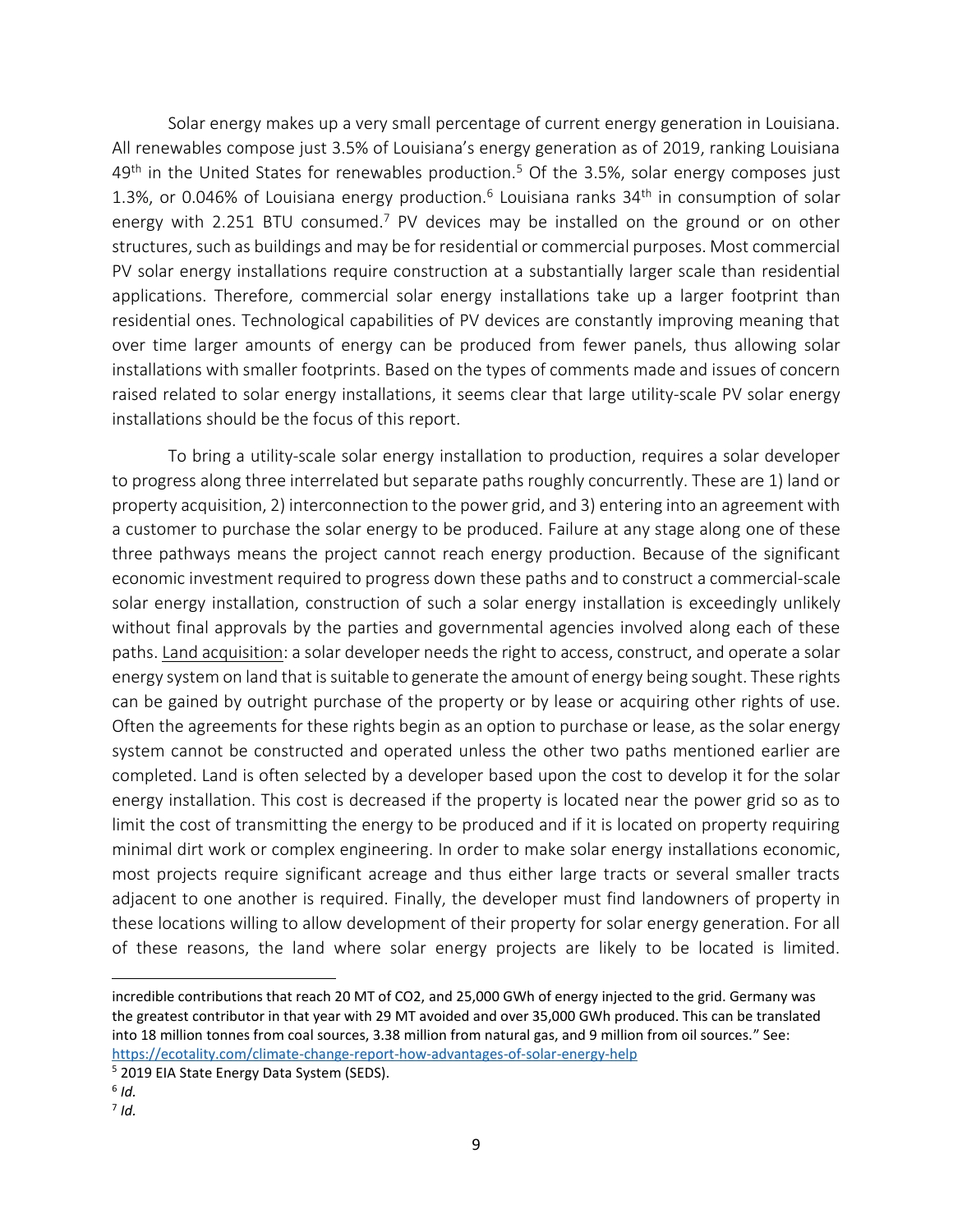Solar energy makes up a very small percentage of current energy generation in Louisiana. All renewables compose just 3.5% of Louisiana's energy generation as of 2019, ranking Louisiana 49th in the United States for renewables production.[5] Of the 3.5%, solar energy composes just 1.3%, or 0.046% of Louisiana energy production.[6] Louisiana ranks 34th in consumption of solar energy with 2.251 BTU consumed.[7] PV devices may be installed on the ground or on other structures, such as buildings and may be for residential or commercial purposes. Most commercial PV solar energy installations require construction at a substantially larger scale than residential applications. Therefore, commercial solar energy installations take up a larger footprint than residential ones. Technological capabilities of PV devices are constantly improving meaning that over time larger amounts of energy can be produced from fewer panels, thus allowing solar installations with smaller footprints. Based on the types of comments made and issues of concern raised related to solar energy installations, it seems clear that large utility-scale PV solar energy installations should be the focus of this report.

To bring a utility-scale solar energy installation to production, requires a solar developer to progress along three interrelated but separate paths roughly concurrently. These are 1) land or property acquisition, 2) interconnection to the power grid, and 3) entering into an agreement with a customer to purchase the solar energy to be produced. Failure at any stage along one of these three pathways means the project cannot reach energy production. Because of the significant economic investment required to progress down these paths and to construct a commercial-scale solar energy installation, construction of such a solar energy installation is exceedingly unlikely without final approvals by the parties and governmental agencies involved along each of these paths. Land acquisition: a solar developer needs the right to access, construct, and operate a solar energy system on land that is suitable to generate the amount of energy being sought. These rights can be gained by outright purchase of the property or by lease or acquiring other rights of use. Often the agreements for these rights begin as an option to purchase or lease, as the solar energy system cannot be constructed and operated unless the other two paths mentioned earlier are completed. Land is often selected by a developer based upon the cost to develop it for the solar energy installation. This cost is decreased if the property is located near the power grid so as to limit the cost of transmitting the energy to be produced and if it is located on property requiring minimal dirt work or complex engineering. In order to make solar energy installations economic, most projects require significant acreage and thus either large tracts or several smaller tracts adjacent to one another is required. Finally, the developer must find landowners of property in these locations willing to allow development of their property for solar energy generation. For all of these reasons, the land where solar energy projects are likely to be located is limited.

---

incredible contributions that reach 20 MT of $CO_2$, and 25,000 GWh of energy injected to the grid. Germany was the greatest contributor in that year with 29 MT avoided and over 35,000 GWh produced. This can be translated into 18 million tonnes from coal sources, 3.38 million from natural gas, and 9 million from oil sources." See: https://ecotality.com/climate-change-report-how-advantages-of-solar-energy-help

[5] 2019 EIA State Energy Data System (SEDS).

[6] *Id.*

[7] *Id.*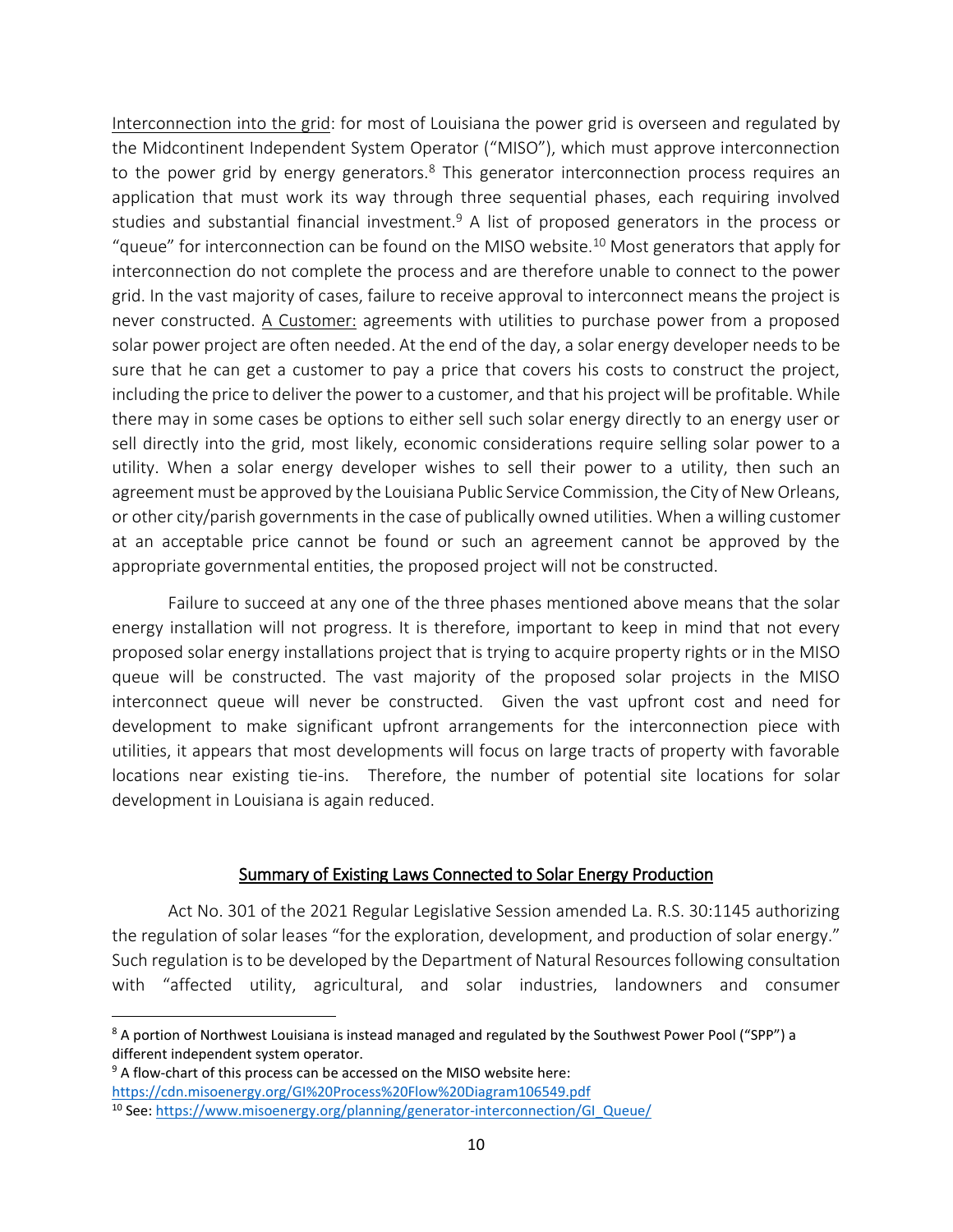<u>Interconnection into the grid</u>: for most of Louisiana the power grid is overseen and regulated by the Midcontinent Independent System Operator ("MISO"), which must approve interconnection to the power grid by energy generators.[8] This generator interconnection process requires an application that must work its way through three sequential phases, each requiring involved studies and substantial financial investment.[9] A list of proposed generators in the process or "queue" for interconnection can be found on the MISO website.[10] Most generators that apply for interconnection do not complete the process and are therefore unable to connect to the power grid. In the vast majority of cases, failure to receive approval to interconnect means the project is never constructed. <u>A Customer:</u> agreements with utilities to purchase power from a proposed solar power project are often needed. At the end of the day, a solar energy developer needs to be sure that he can get a customer to pay a price that covers his costs to construct the project, including the price to deliver the power to a customer, and that his project will be profitable. While there may in some cases be options to either sell such solar energy directly to an energy user or sell directly into the grid, most likely, economic considerations require selling solar power to a utility. When a solar energy developer wishes to sell their power to a utility, then such an agreement must be approved by the Louisiana Public Service Commission, the City of New Orleans, or other city/parish governments in the case of publically owned utilities. When a willing customer at an acceptable price cannot be found or such an agreement cannot be approved by the appropriate governmental entities, the proposed project will not be constructed.

Failure to succeed at any one of the three phases mentioned above means that the solar energy installation will not progress. It is therefore, important to keep in mind that not every proposed solar energy installations project that is trying to acquire property rights or in the MISO queue will be constructed. The vast majority of the proposed solar projects in the MISO interconnect queue will never be constructed. Given the vast upfront cost and need for development to make significant upfront arrangements for the interconnection piece with utilities, it appears that most developments will focus on large tracts of property with favorable locations near existing tie-ins. Therefore, the number of potential site locations for solar development in Louisiana is again reduced.

## <u>Summary of Existing Laws Connected to Solar Energy Production</u>

Act No. 301 of the 2021 Regular Legislative Session amended La. R.S. 30:1145 authorizing the regulation of solar leases "for the exploration, development, and production of solar energy." Such regulation is to be developed by the Department of Natural Resources following consultation with "affected utility, agricultural, and solar industries, landowners and consumer

---

[8] A portion of Northwest Louisiana is instead managed and regulated by the Southwest Power Pool ("SPP") a different independent system operator.

[9] A flow-chart of this process can be accessed on the MISO website here: https://cdn.misoenergy.org/GI%20Process%20Flow%20Diagram106549.pdf

[10] See: https://www.misoenergy.org/planning/generator-interconnection/GI_Queue/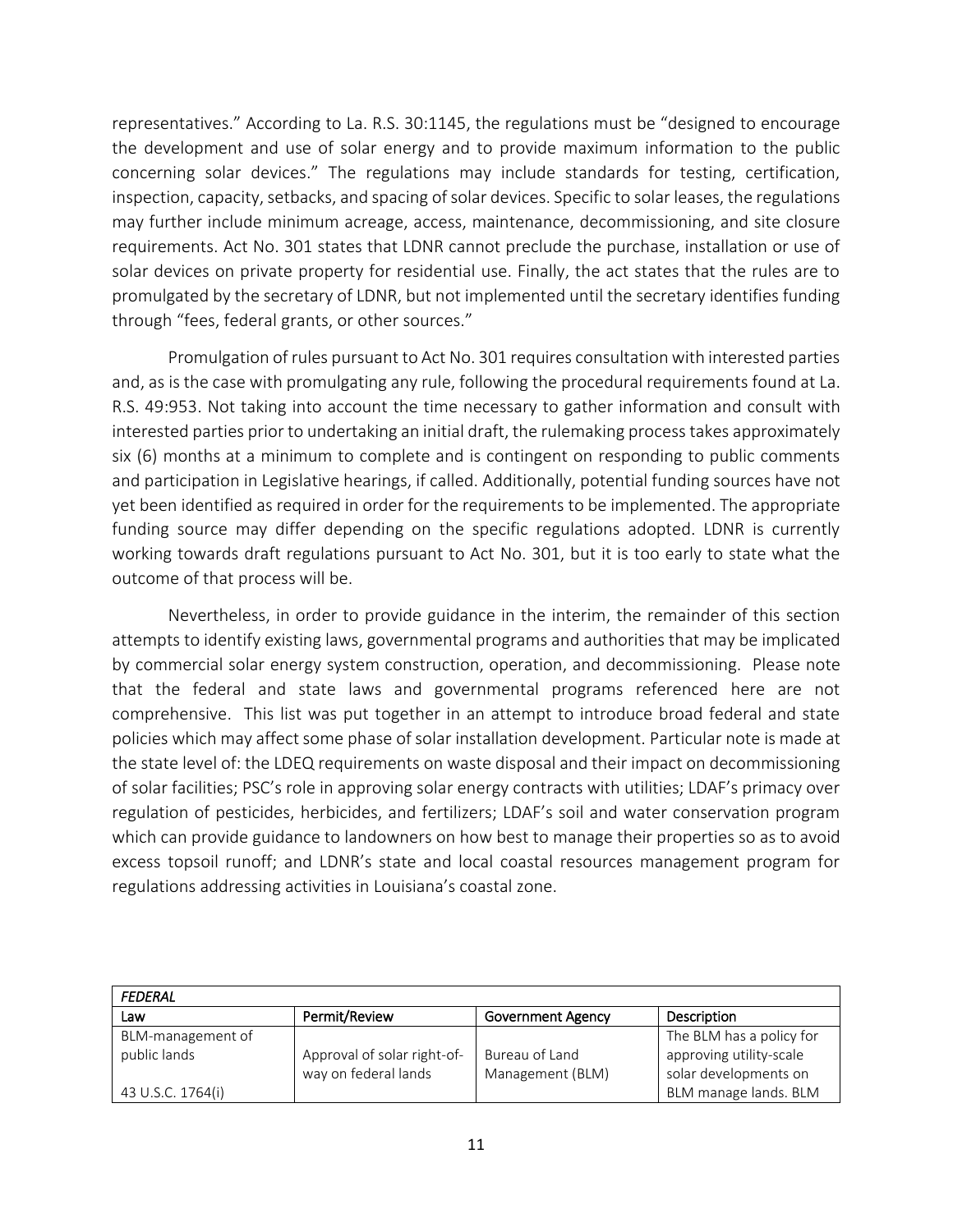representatives." According to La. R.S. 30:1145, the regulations must be "designed to encourage the development and use of solar energy and to provide maximum information to the public concerning solar devices." The regulations may include standards for testing, certification, inspection, capacity, setbacks, and spacing of solar devices. Specific to solar leases, the regulations may further include minimum acreage, access, maintenance, decommissioning, and site closure requirements. Act No. 301 states that LDNR cannot preclude the purchase, installation or use of solar devices on private property for residential use. Finally, the act states that the rules are to promulgated by the secretary of LDNR, but not implemented until the secretary identifies funding through "fees, federal grants, or other sources."

Promulgation of rules pursuant to Act No. 301 requires consultation with interested parties and, as is the case with promulgating any rule, following the procedural requirements found at La. R.S. 49:953. Not taking into account the time necessary to gather information and consult with interested parties prior to undertaking an initial draft, the rulemaking process takes approximately six (6) months at a minimum to complete and is contingent on responding to public comments and participation in Legislative hearings, if called. Additionally, potential funding sources have not yet been identified as required in order for the requirements to be implemented. The appropriate funding source may differ depending on the specific regulations adopted. LDNR is currently working towards draft regulations pursuant to Act No. 301, but it is too early to state what the outcome of that process will be.

Nevertheless, in order to provide guidance in the interim, the remainder of this section attempts to identify existing laws, governmental programs and authorities that may be implicated by commercial solar energy system construction, operation, and decommissioning. Please note that the federal and state laws and governmental programs referenced here are not comprehensive. This list was put together in an attempt to introduce broad federal and state policies which may affect some phase of solar installation development. Particular note is made at the state level of: the LDEQ requirements on waste disposal and their impact on decommissioning of solar facilities; PSC's role in approving solar energy contracts with utilities; LDAF's primacy over regulation of pesticides, herbicides, and fertilizers; LDAF's soil and water conservation program which can provide guidance to landowners on how best to manage their properties so as to avoid excess topsoil runoff; and LDNR's state and local coastal resources management program for regulations addressing activities in Louisiana's coastal zone.

| *FEDERAL* | | | |
|---|---|---|---|
| Law | Permit/Review | Government Agency | Description |
| BLM-management of public lands<br><br>43 U.S.C. 1764(i) | Approval of solar right-of-way on federal lands | Bureau of Land Management (BLM) | The BLM has a policy for approving utility-scale solar developments on BLM manage lands. BLM |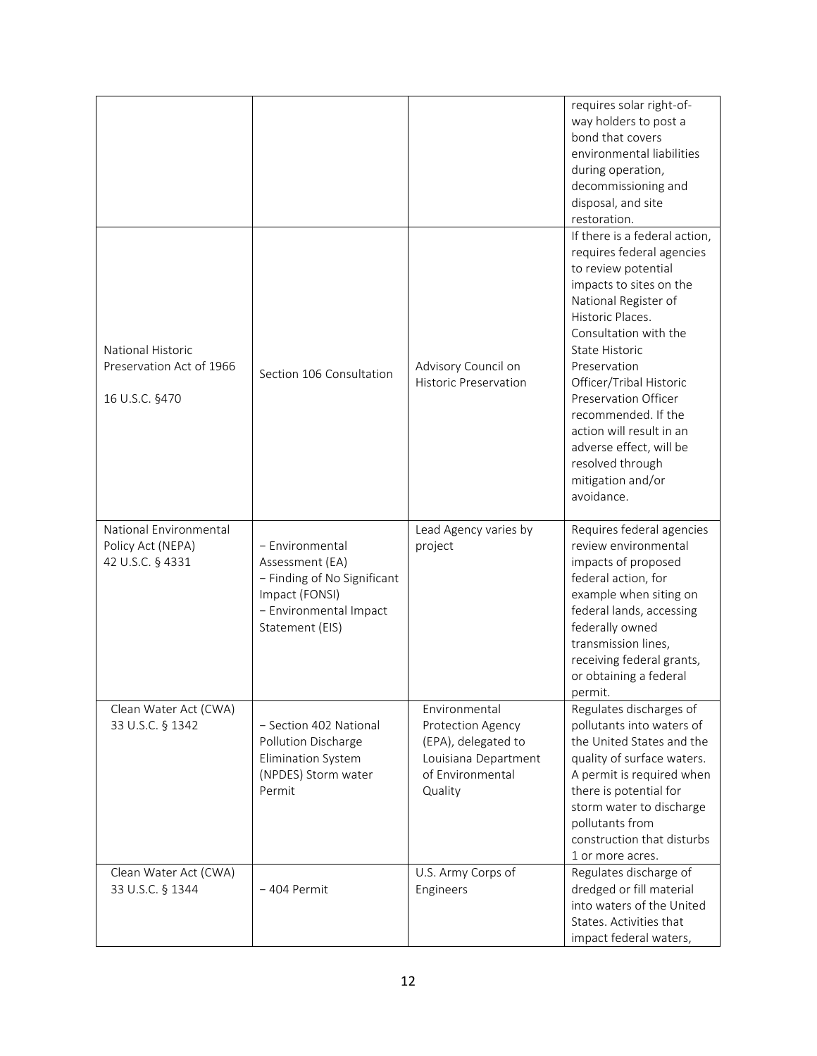| | | | |
|---|---|---|---|
| | | | requires solar right-of-way holders to post a bond that covers environmental liabilities during operation, decommissioning and disposal, and site restoration. |
| National Historic Preservation Act of 1966<br><br>16 U.S.C. §470 | Section 106 Consultation | Advisory Council on Historic Preservation | If there is a federal action, requires federal agencies to review potential impacts to sites on the National Register of Historic Places. Consultation with the State Historic Preservation Officer/Tribal Historic Preservation Officer recommended. If the action will result in an adverse effect, will be resolved through mitigation and/or avoidance. |
| National Environmental Policy Act (NEPA)<br>42 U.S.C. § 4331 | − Environmental Assessment (EA)<br>− Finding of No Significant Impact (FONSI)<br>− Environmental Impact Statement (EIS) | Lead Agency varies by project | Requires federal agencies review environmental impacts of proposed federal action, for example when siting on federal lands, accessing federally owned transmission lines, receiving federal grants, or obtaining a federal permit. |
| Clean Water Act (CWA)<br>33 U.S.C. § 1342 | − Section 402 National Pollution Discharge Elimination System (NPDES) Storm water Permit | Environmental Protection Agency (EPA), delegated to Louisiana Department of Environmental Quality | Regulates discharges of pollutants into waters of the United States and the quality of surface waters. A permit is required when there is potential for storm water to discharge pollutants from construction that disturbs 1 or more acres. |
| Clean Water Act (CWA)<br>33 U.S.C. § 1344 | − 404 Permit | U.S. Army Corps of Engineers | Regulates discharge of dredged or fill material into waters of the United States. Activities that impact federal waters, |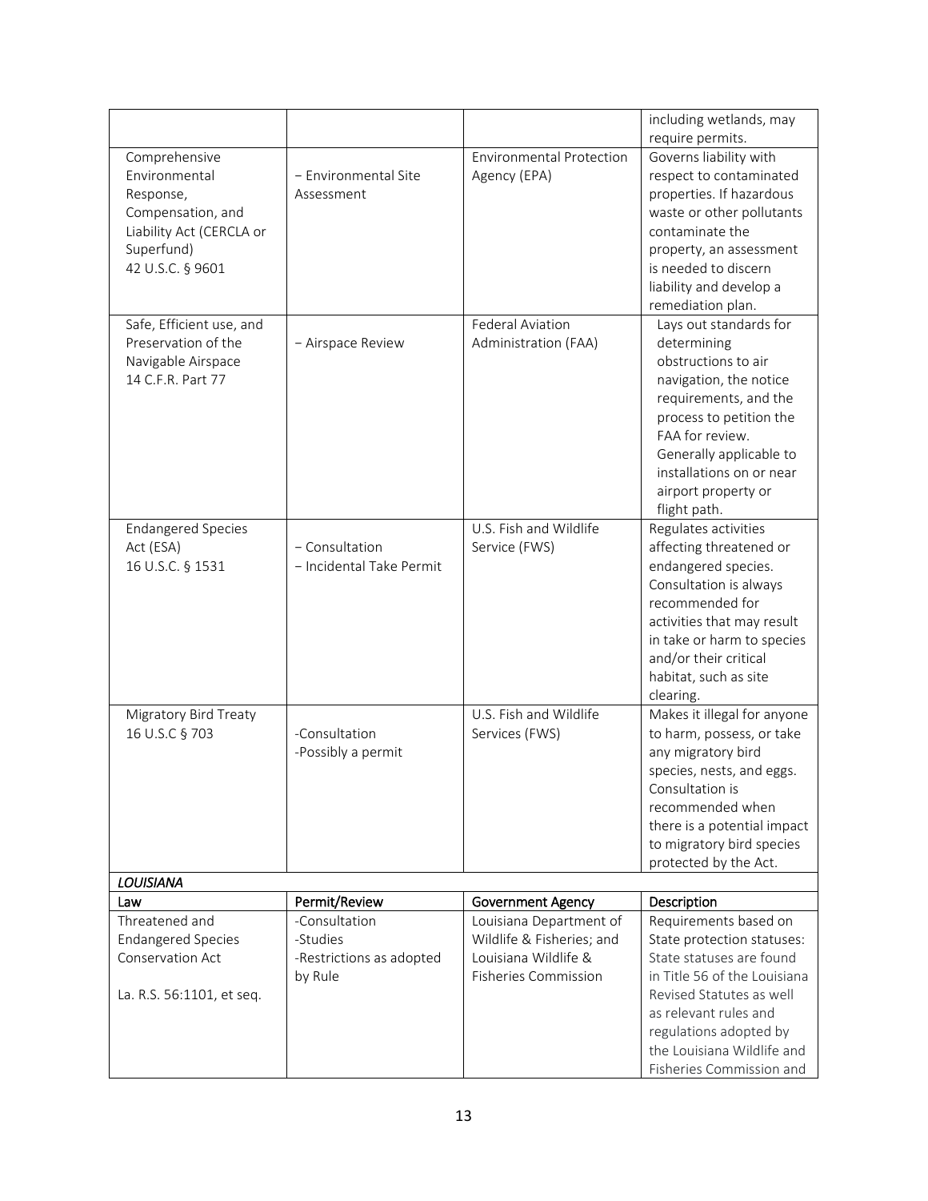| | | | |
|---|---|---|---|
| | | | including wetlands, may require permits. |
| Comprehensive Environmental Response, Compensation, and Liability Act (CERCLA or Superfund) 42 U.S.C. § 9601 | – Environmental Site Assessment | Environmental Protection Agency (EPA) | Governs liability with respect to contaminated properties. If hazardous waste or other pollutants contaminate the property, an assessment is needed to discern liability and develop a remediation plan. |
| Safe, Efficient use, and Preservation of the Navigable Airspace 14 C.F.R. Part 77 | – Airspace Review | Federal Aviation Administration (FAA) | Lays out standards for determining obstructions to air navigation, the notice requirements, and the process to petition the FAA for review. Generally applicable to installations on or near airport property or flight path. |
| Endangered Species Act (ESA) 16 U.S.C. § 1531 | – Consultation<br>– Incidental Take Permit | U.S. Fish and Wildlife Service (FWS) | Regulates activities affecting threatened or endangered species. Consultation is always recommended for activities that may result in take or harm to species and/or their critical habitat, such as site clearing. |
| Migratory Bird Treaty 16 U.S.C § 703 | -Consultation<br>-Possibly a permit | U.S. Fish and Wildlife Services (FWS) | Makes it illegal for anyone to harm, possess, or take any migratory bird species, nests, and eggs. Consultation is recommended when there is a potential impact to migratory bird species protected by the Act. |
| ***LOUISIANA*** | | | |
| **Law** | **Permit/Review** | **Government Agency** | **Description** |
| Threatened and Endangered Species Conservation Act<br><br>La. R.S. 56:1101, et seq. | -Consultation<br>-Studies<br>-Restrictions as adopted by Rule | Louisiana Department of Wildlife & Fisheries; and Louisiana Wildlife & Fisheries Commission | Requirements based on State protection statuses: State statuses are found in Title 56 of the Louisiana Revised Statutes as well as relevant rules and regulations adopted by the Louisiana Wildlife and Fisheries Commission and |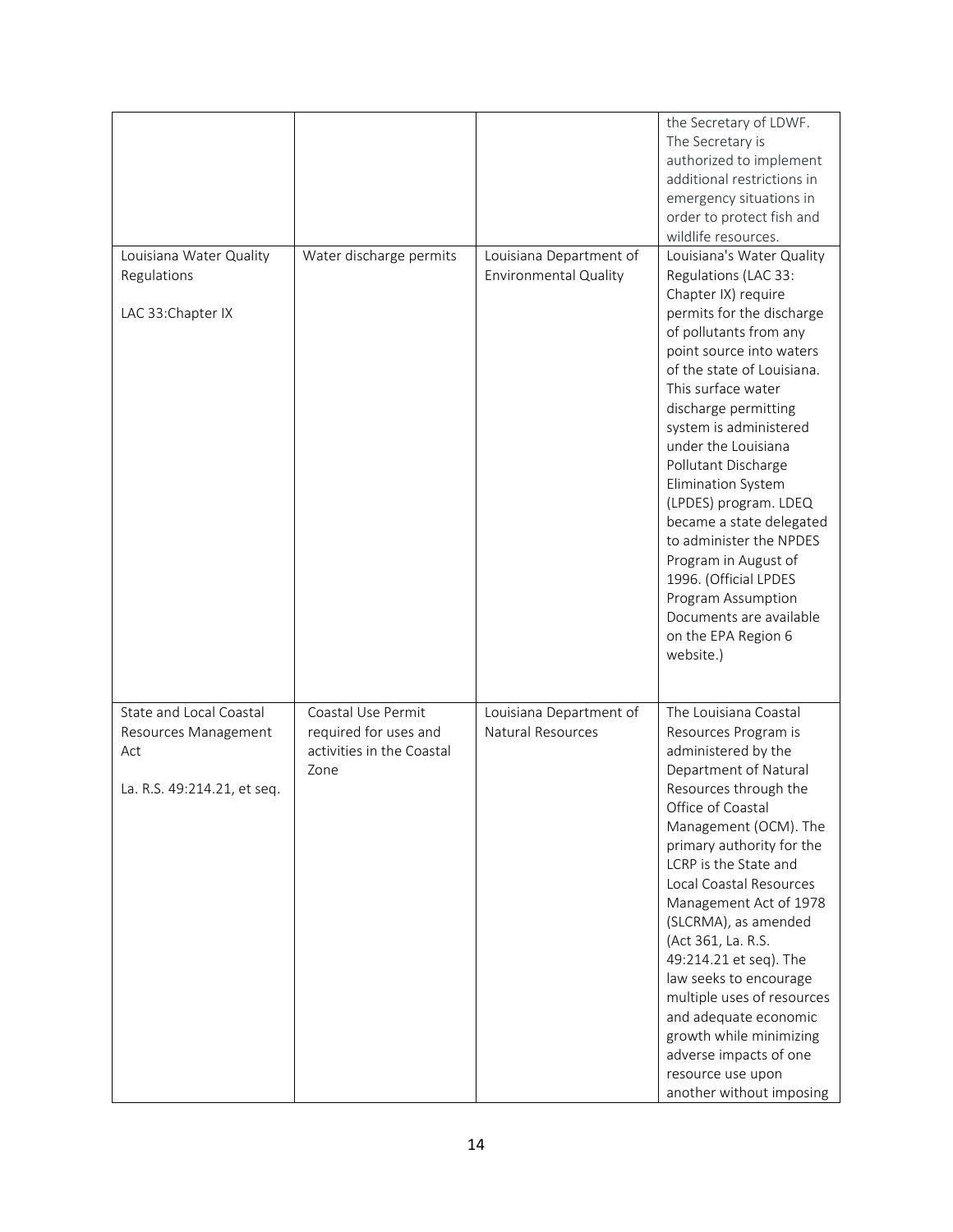| | | | |
|---|---|---|---|
| | | | the Secretary of LDWF. The Secretary is authorized to implement additional restrictions in emergency situations in order to protect fish and wildlife resources. |
| Louisiana Water Quality Regulations<br><br>LAC 33:Chapter IX | Water discharge permits | Louisiana Department of Environmental Quality | Louisiana's Water Quality Regulations (LAC 33: Chapter IX) require permits for the discharge of pollutants from any point source into waters of the state of Louisiana. This surface water discharge permitting system is administered under the Louisiana Pollutant Discharge Elimination System (LPDES) program. LDEQ became a state delegated to administer the NPDES Program in August of 1996. (Official LPDES Program Assumption Documents are available on the EPA Region 6 website.) |
| State and Local Coastal Resources Management Act<br><br>La. R.S. 49:214.21, et seq. | Coastal Use Permit required for uses and activities in the Coastal Zone | Louisiana Department of Natural Resources | The Louisiana Coastal Resources Program is administered by the Department of Natural Resources through the Office of Coastal Management (OCM). The primary authority for the LCRP is the State and Local Coastal Resources Management Act of 1978 (SLCRMA), as amended (Act 361, La. R.S. 49:214.21 et seq). The law seeks to encourage multiple uses of resources and adequate economic growth while minimizing adverse impacts of one resource use upon another without imposing |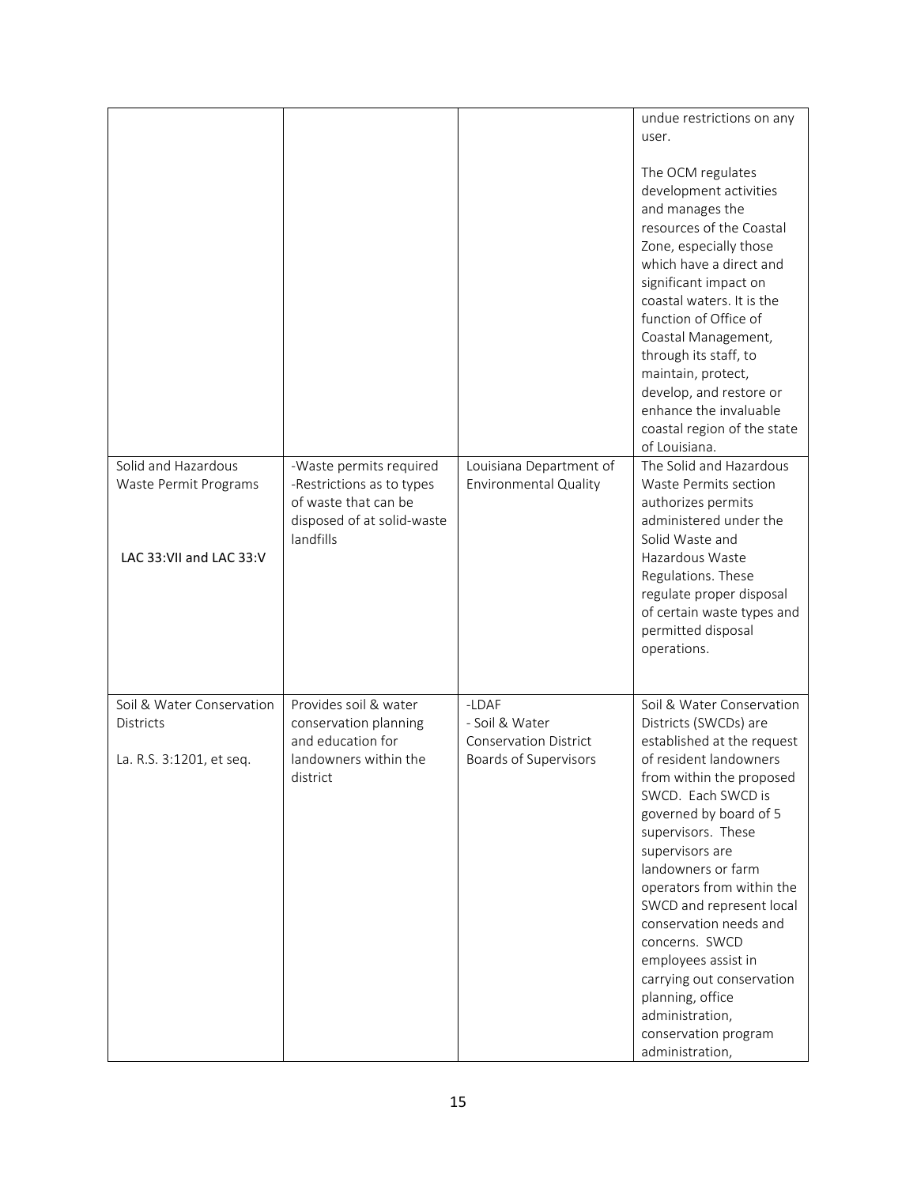| | | | |
|---|---|---|---|
| | | | undue restrictions on any user.<br><br>The OCM regulates development activities and manages the resources of the Coastal Zone, especially those which have a direct and significant impact on coastal waters. It is the function of Office of Coastal Management, through its staff, to maintain, protect, develop, and restore or enhance the invaluable coastal region of the state of Louisiana. |
| Solid and Hazardous Waste Permit Programs<br><br>LAC 33:VII and LAC 33:V | -Waste permits required<br>-Restrictions as to types of waste that can be disposed of at solid-waste landfills | Louisiana Department of Environmental Quality | The Solid and Hazardous Waste Permits section authorizes permits administered under the Solid Waste and Hazardous Waste Regulations. These regulate proper disposal of certain waste types and permitted disposal operations. |
| Soil & Water Conservation Districts<br><br>La. R.S. 3:1201, et seq. | Provides soil & water conservation planning and education for landowners within the district | -LDAF<br>- Soil & Water Conservation District Boards of Supervisors | Soil & Water Conservation Districts (SWCDs) are established at the request of resident landowners from within the proposed SWCD. Each SWCD is governed by board of 5 supervisors. These supervisors are landowners or farm operators from within the SWCD and represent local conservation needs and concerns. SWCD employees assist in carrying out conservation planning, office administration, conservation program administration, |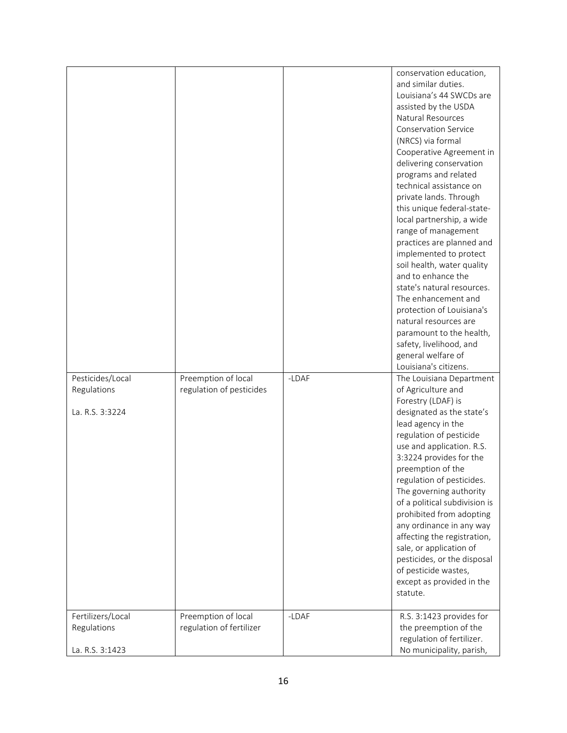| | | | |
|---|---|---|---|
| | | | conservation education, and similar duties. Louisiana's 44 SWCDs are assisted by the USDA Natural Resources Conservation Service (NRCS) via formal Cooperative Agreement in delivering conservation programs and related technical assistance on private lands. Through this unique federal-state-local partnership, a wide range of management practices are planned and implemented to protect soil health, water quality and to enhance the state's natural resources. The enhancement and protection of Louisiana's natural resources are paramount to the health, safety, livelihood, and general welfare of Louisiana's citizens. |
| Pesticides/Local Regulations<br><br>La. R.S. 3:3224 | Preemption of local regulation of pesticides | -LDAF | The Louisiana Department of Agriculture and Forestry (LDAF) is designated as the state's lead agency in the regulation of pesticide use and application. R.S. 3:3224 provides for the preemption of the regulation of pesticides. The governing authority of a political subdivision is prohibited from adopting any ordinance in any way affecting the registration, sale, or application of pesticides, or the disposal of pesticide wastes, except as provided in the statute. |
| Fertilizers/Local Regulations<br><br>La. R.S. 3:1423 | Preemption of local regulation of fertilizer | -LDAF | R.S. 3:1423 provides for the preemption of the regulation of fertilizer. No municipality, parish, |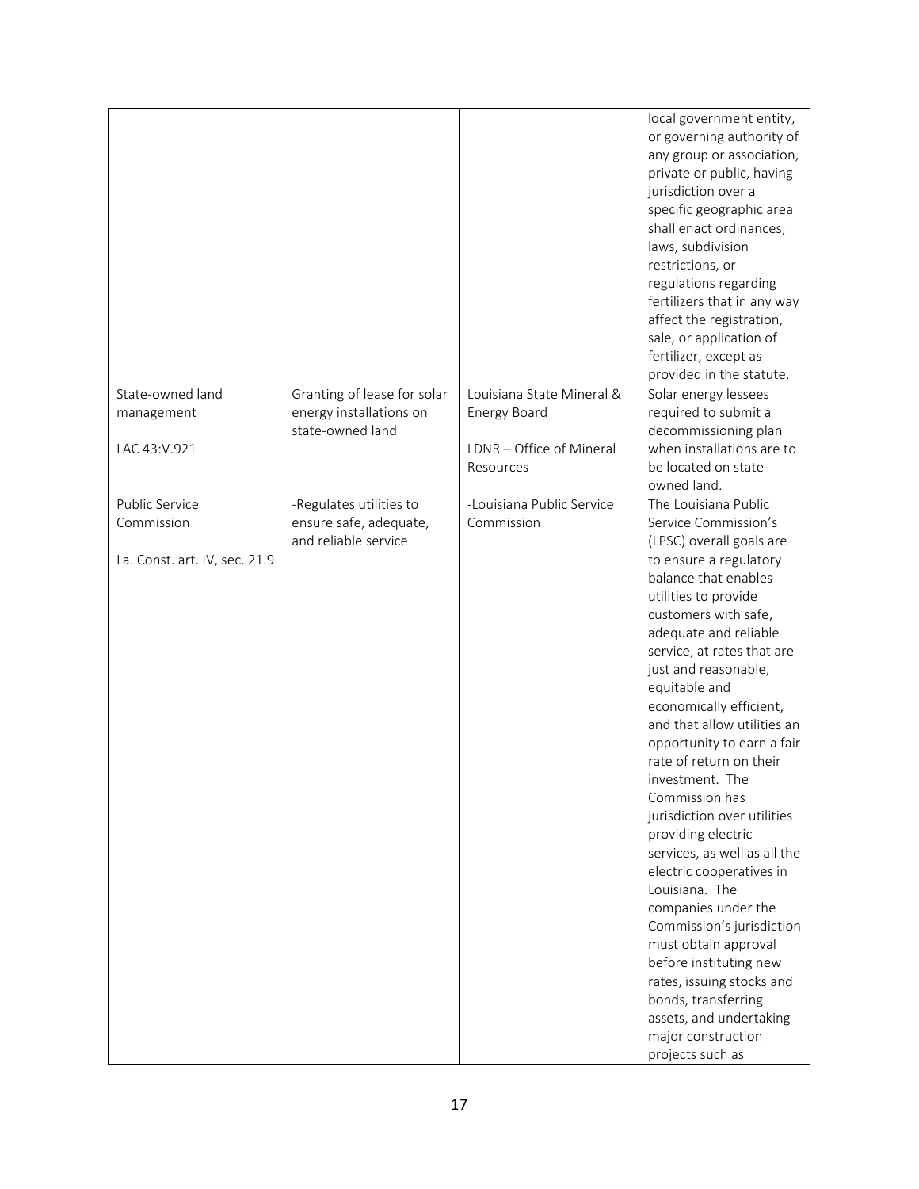| | | | |
|---|---|---|---|
| | | | local government entity, or governing authority of any group or association, private or public, having jurisdiction over a specific geographic area shall enact ordinances, laws, subdivision restrictions, or regulations regarding fertilizers that in any way affect the registration, sale, or application of fertilizer, except as provided in the statute. |
| State-owned land management<br><br>LAC 43:V.921 | Granting of lease for solar energy installations on state-owned land | Louisiana State Mineral & Energy Board<br><br>LDNR – Office of Mineral Resources | Solar energy lessees required to submit a decommissioning plan when installations are to be located on state-owned land. |
| Public Service Commission<br><br>La. Const. art. IV, sec. 21.9 | -Regulates utilities to ensure safe, adequate, and reliable service | -Louisiana Public Service Commission | The Louisiana Public Service Commission's (LPSC) overall goals are to ensure a regulatory balance that enables utilities to provide customers with safe, adequate and reliable service, at rates that are just and reasonable, equitable and economically efficient, and that allow utilities an opportunity to earn a fair rate of return on their investment. The Commission has jurisdiction over utilities providing electric services, as well as all the electric cooperatives in Louisiana. The companies under the Commission's jurisdiction must obtain approval before instituting new rates, issuing stocks and bonds, transferring assets, and undertaking major construction projects such as |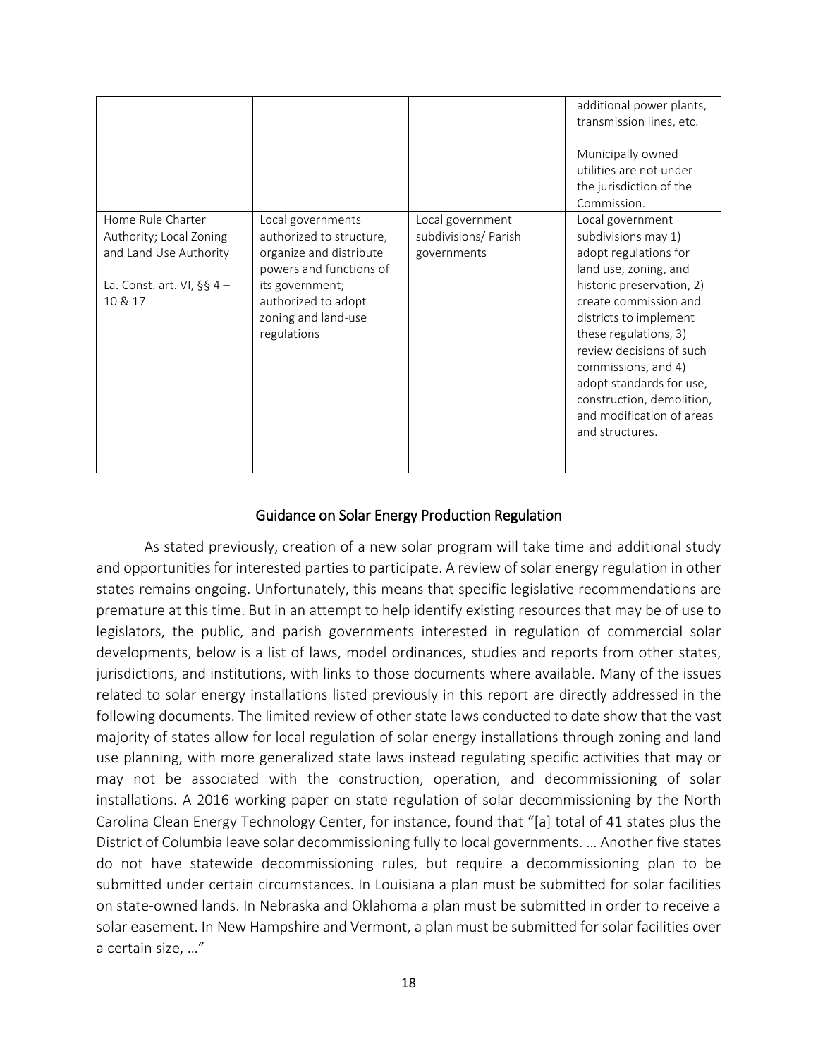| | | | |
|---|---|---|---|
| | | | additional power plants, transmission lines, etc.<br><br>Municipally owned utilities are not under the jurisdiction of the Commission. |
| Home Rule Charter Authority; Local Zoning and Land Use Authority<br><br>La. Const. art. VI, §§ 4 – 10 & 17 | Local governments authorized to structure, organize and distribute powers and functions of its government; authorized to adopt zoning and land-use regulations | Local government subdivisions/ Parish governments | Local government subdivisions may 1) adopt regulations for land use, zoning, and historic preservation, 2) create commission and districts to implement these regulations, 3) review decisions of such commissions, and 4) adopt standards for use, construction, demolition, and modification of areas and structures. |

## Guidance on Solar Energy Production Regulation

As stated previously, creation of a new solar program will take time and additional study and opportunities for interested parties to participate. A review of solar energy regulation in other states remains ongoing. Unfortunately, this means that specific legislative recommendations are premature at this time. But in an attempt to help identify existing resources that may be of use to legislators, the public, and parish governments interested in regulation of commercial solar developments, below is a list of laws, model ordinances, studies and reports from other states, jurisdictions, and institutions, with links to those documents where available. Many of the issues related to solar energy installations listed previously in this report are directly addressed in the following documents. The limited review of other state laws conducted to date show that the vast majority of states allow for local regulation of solar energy installations through zoning and land use planning, with more generalized state laws instead regulating specific activities that may or may not be associated with the construction, operation, and decommissioning of solar installations. A 2016 working paper on state regulation of solar decommissioning by the North Carolina Clean Energy Technology Center, for instance, found that "[a] total of 41 states plus the District of Columbia leave solar decommissioning fully to local governments. … Another five states do not have statewide decommissioning rules, but require a decommissioning plan to be submitted under certain circumstances. In Louisiana a plan must be submitted for solar facilities on state-owned lands. In Nebraska and Oklahoma a plan must be submitted in order to receive a solar easement. In New Hampshire and Vermont, a plan must be submitted for solar facilities over a certain size, …"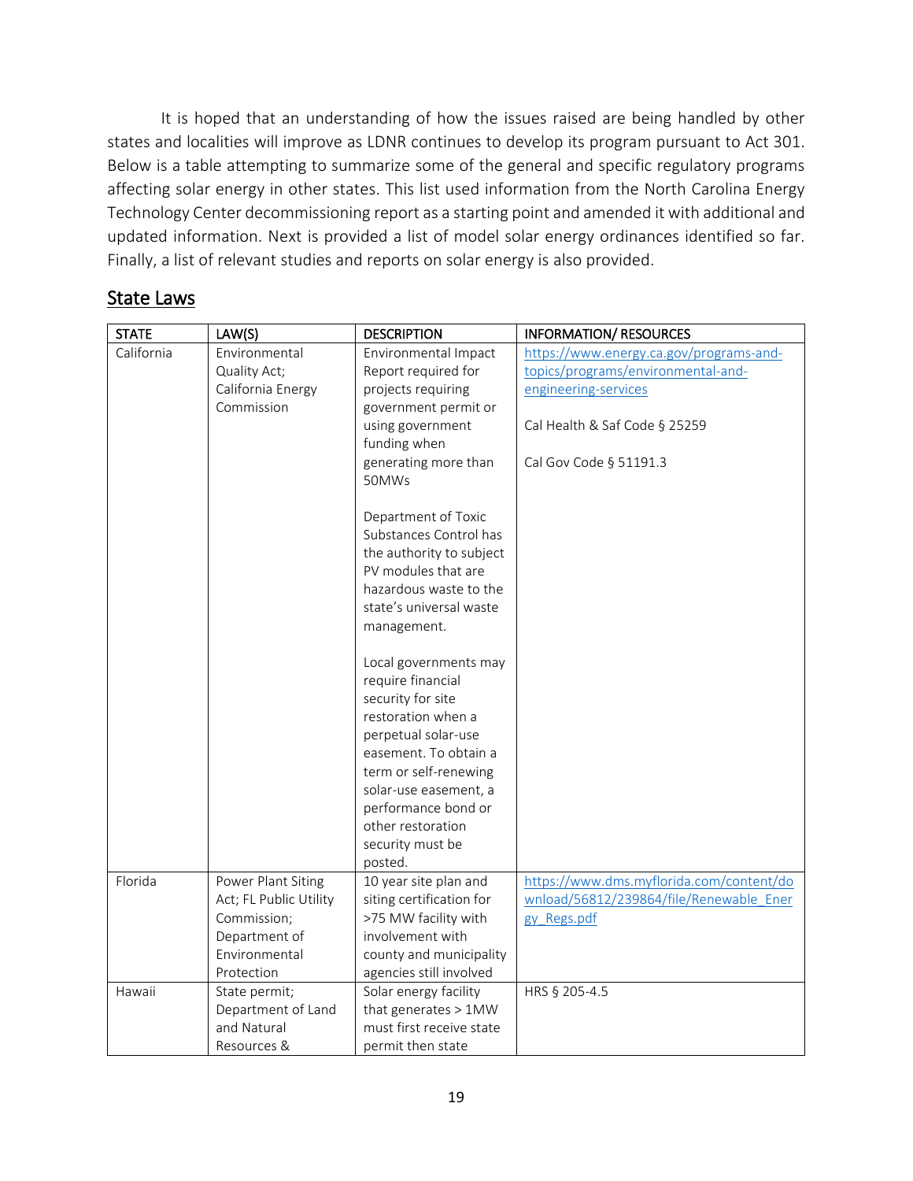It is hoped that an understanding of how the issues raised are being handled by other states and localities will improve as LDNR continues to develop its program pursuant to Act 301. Below is a table attempting to summarize some of the general and specific regulatory programs affecting solar energy in other states. This list used information from the North Carolina Energy Technology Center decommissioning report as a starting point and amended it with additional and updated information. Next is provided a list of model solar energy ordinances identified so far. Finally, a list of relevant studies and reports on solar energy is also provided.

## State Laws

| STATE | LAW(S) | DESCRIPTION | INFORMATION/ RESOURCES |
|---|---|---|---|
| California | Environmental Quality Act; California Energy Commission | Environmental Impact Report required for projects requiring government permit or using government funding when generating more than 50MWs<br><br>Department of Toxic Substances Control has the authority to subject PV modules that are hazardous waste to the state's universal waste management.<br><br>Local governments may require financial security for site restoration when a perpetual solar-use easement. To obtain a term or self-renewing solar-use easement, a performance bond or other restoration security must be posted. | https://www.energy.ca.gov/programs-and-topics/programs/environmental-and-engineering-services<br><br>Cal Health & Saf Code § 25259<br><br>Cal Gov Code § 51191.3 |
| Florida | Power Plant Siting Act; FL Public Utility Commission; Department of Environmental Protection | 10 year site plan and siting certification for >75 MW facility with involvement with county and municipality agencies still involved | https://www.dms.myflorida.com/content/download/56812/239864/file/Renewable_Energy_Regs.pdf |
| Hawaii | State permit; Department of Land and Natural Resources & | Solar energy facility that generates > 1MW must first receive state permit then state | HRS § 205-4.5 |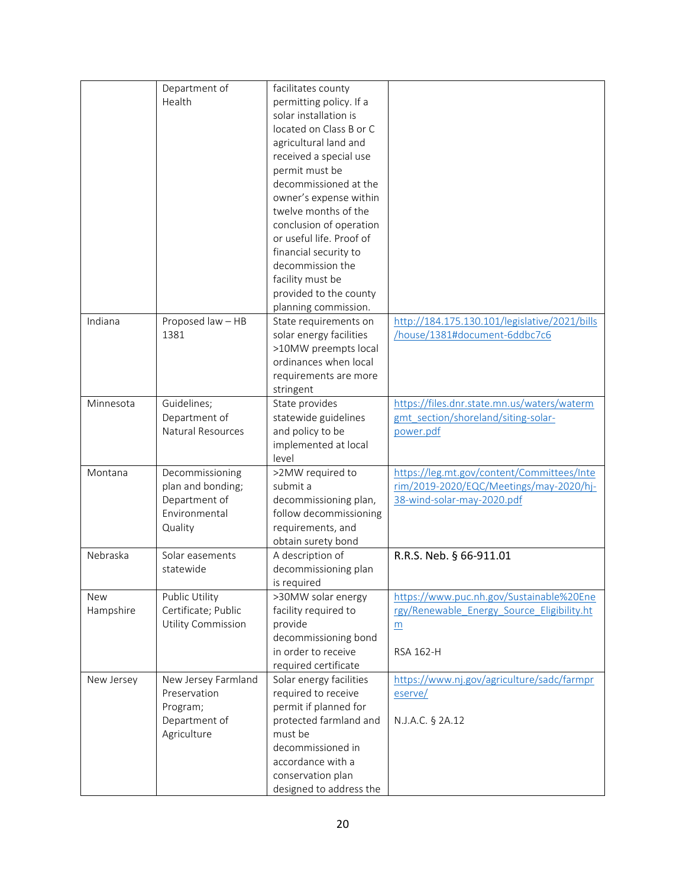| | | | |
|---|---|---|---|
| | Department of Health | facilitates county permitting policy. If a solar installation is located on Class B or C agricultural land and received a special use permit must be decommissioned at the owner's expense within twelve months of the conclusion of operation or useful life. Proof of financial security to decommission the facility must be provided to the county planning commission. | |
| Indiana | Proposed law – HB 1381 | State requirements on solar energy facilities >10MW preempts local ordinances when local requirements are more stringent | http://184.175.130.101/legislative/2021/bills/house/1381#document-6ddbc7c6 |
| Minnesota | Guidelines; Department of Natural Resources | State provides statewide guidelines and policy to be implemented at local level | https://files.dnr.state.mn.us/waters/watermgmt_section/shoreland/siting-solar-power.pdf |
| Montana | Decommissioning plan and bonding; Department of Environmental Quality | >2MW required to submit a decommissioning plan, follow decommissioning requirements, and obtain surety bond | https://leg.mt.gov/content/Committees/Interim/2019-2020/EQC/Meetings/may-2020/hj-38-wind-solar-may-2020.pdf |
| Nebraska | Solar easements statewide | A description of decommissioning plan is required | R.R.S. Neb. § 66-911.01 |
| New Hampshire | Public Utility Certificate; Public Utility Commission | >30MW solar energy facility required to provide decommissioning bond in order to receive required certificate | https://www.puc.nh.gov/Sustainable%20Energy/Renewable_Energy_Source_Eligibility.htm<br><br>RSA 162-H |
| New Jersey | New Jersey Farmland Preservation Program; Department of Agriculture | Solar energy facilities required to receive permit if planned for protected farmland and must be decommissioned in accordance with a conservation plan designed to address the | https://www.nj.gov/agriculture/sadc/farmpreserve/<br><br>N.J.A.C. § 2A.12 |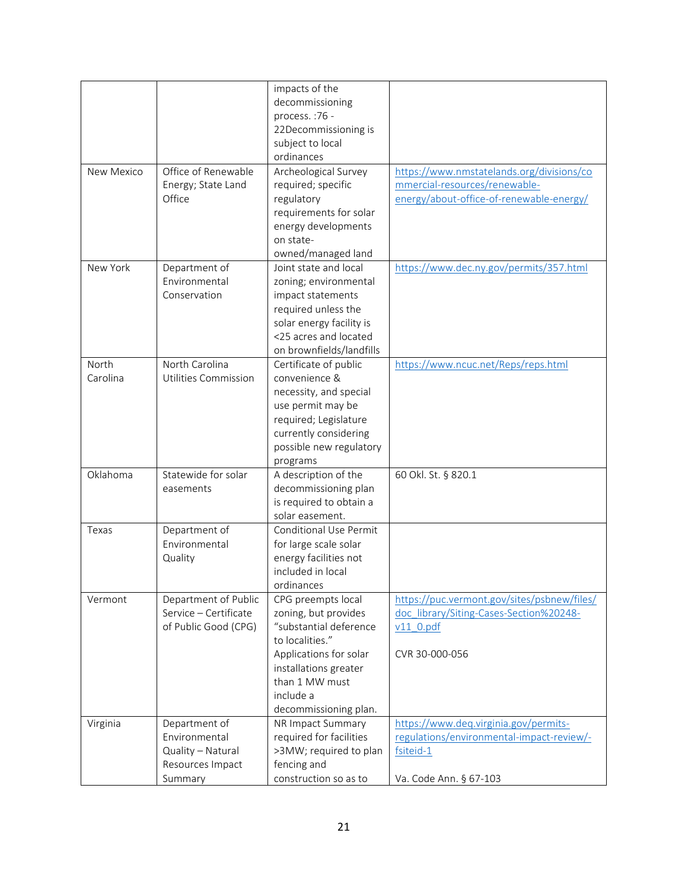| | | impacts of the decommissioning process. :76 - 22Decommissioning is subject to local ordinances | |
|---|---|---|---|
| New Mexico | Office of Renewable Energy; State Land Office | Archeological Survey required; specific regulatory requirements for solar energy developments on state-owned/managed land | https://www.nmstatelands.org/divisions/commercial-resources/renewable-energy/about-office-of-renewable-energy/ |
| New York | Department of Environmental Conservation | Joint state and local zoning; environmental impact statements required unless the solar energy facility is <25 acres and located on brownfields/landfills | https://www.dec.ny.gov/permits/357.html |
| North Carolina | North Carolina Utilities Commission | Certificate of public convenience & necessity, and special use permit may be required; Legislature currently considering possible new regulatory programs | https://www.ncuc.net/Reps/reps.html |
| Oklahoma | Statewide for solar easements | A description of the decommissioning plan is required to obtain a solar easement. | 60 Okl. St. § 820.1 |
| Texas | Department of Environmental Quality | Conditional Use Permit for large scale solar energy facilities not included in local ordinances | |
| Vermont | Department of Public Service – Certificate of Public Good (CPG) | CPG preempts local zoning, but provides "substantial deference to localities." Applications for solar installations greater than 1 MW must include a decommissioning plan. | https://puc.vermont.gov/sites/psbnew/files/doc_library/Siting-Cases-Section%20248-v11_0.pdf<br><br>CVR 30-000-056 |
| Virginia | Department of Environmental Quality – Natural Resources Impact Summary | NR Impact Summary required for facilities >3MW; required to plan fencing and construction so as to | https://www.deq.virginia.gov/permits-regulations/environmental-impact-review/-fsiteid-1<br><br>Va. Code Ann. § 67-103 |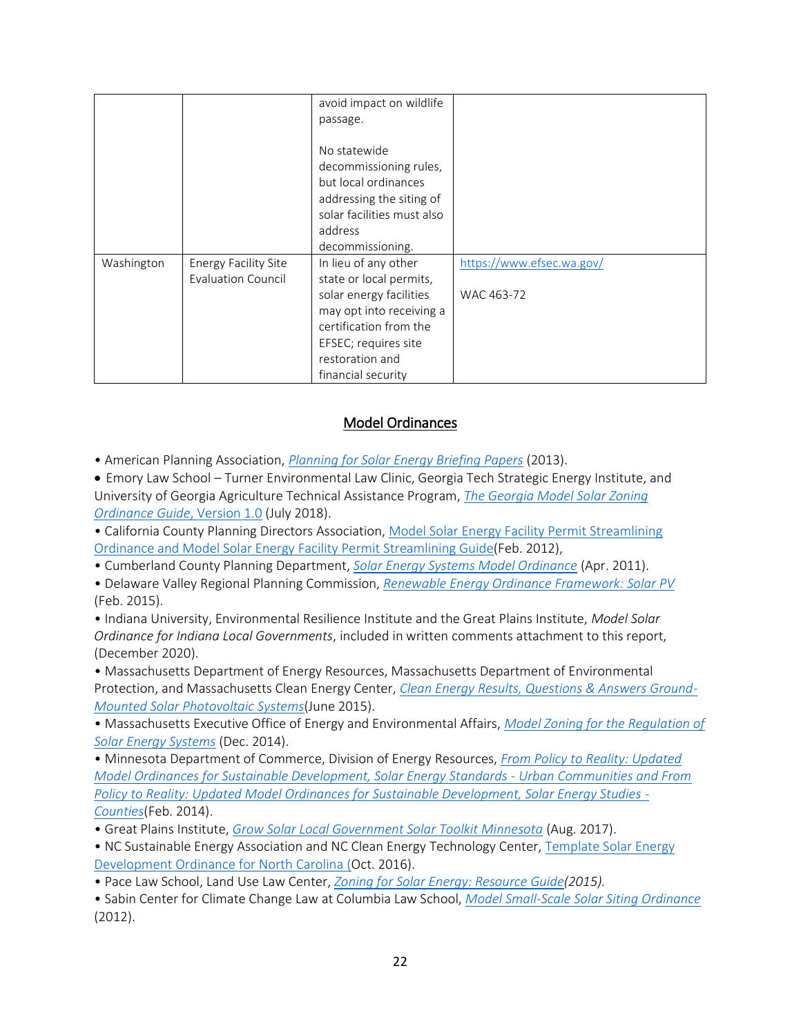| | | avoid impact on wildlife passage.<br><br>No statewide decommissioning rules, but local ordinances addressing the siting of solar facilities must also address decommissioning. | |
|---|---|---|---|
| Washington | Energy Facility Site Evaluation Council | In lieu of any other state or local permits, solar energy facilities may opt into receiving a certification from the EFSEC; requires site restoration and financial security | https://www.efsec.wa.gov/<br><br>WAC 463-72 |

## Model Ordinances

- American Planning Association, *Planning for Solar Energy Briefing Papers* (2013).
- Emory Law School – Turner Environmental Law Clinic, Georgia Tech Strategic Energy Institute, and University of Georgia Agriculture Technical Assistance Program, *The Georgia Model Solar Zoning Ordinance Guide*, Version 1.0 (July 2018).
- California County Planning Directors Association, Model Solar Energy Facility Permit Streamlining Ordinance and Model Solar Energy Facility Permit Streamlining Guide(Feb. 2012),
- Cumberland County Planning Department, *Solar Energy Systems Model Ordinance* (Apr. 2011).
- Delaware Valley Regional Planning Commission, *Renewable Energy Ordinance Framework: Solar PV* (Feb. 2015).
- Indiana University, Environmental Resilience Institute and the Great Plains Institute, *Model Solar Ordinance for Indiana Local Governments*, included in written comments attachment to this report, (December 2020).
- Massachusetts Department of Energy Resources, Massachusetts Department of Environmental Protection, and Massachusetts Clean Energy Center, *Clean Energy Results, Questions & Answers Ground-Mounted Solar Photovoltaic Systems*(June 2015).
- Massachusetts Executive Office of Energy and Environmental Affairs, *Model Zoning for the Regulation of Solar Energy Systems* (Dec. 2014).
- Minnesota Department of Commerce, Division of Energy Resources, *From Policy to Reality: Updated Model Ordinances for Sustainable Development, Solar Energy Standards - Urban Communities and From Policy to Reality: Updated Model Ordinances for Sustainable Development, Solar Energy Studies - Counties*(Feb. 2014).
- Great Plains Institute, *Grow Solar Local Government Solar Toolkit Minnesota* (Aug. 2017).
- NC Sustainable Energy Association and NC Clean Energy Technology Center, Template Solar Energy Development Ordinance for North Carolina (Oct. 2016).
- Pace Law School, Land Use Law Center, *Zoning for Solar Energy: Resource Guide(2015).*
- Sabin Center for Climate Change Law at Columbia Law School, *Model Small-Scale Solar Siting Ordinance* (2012).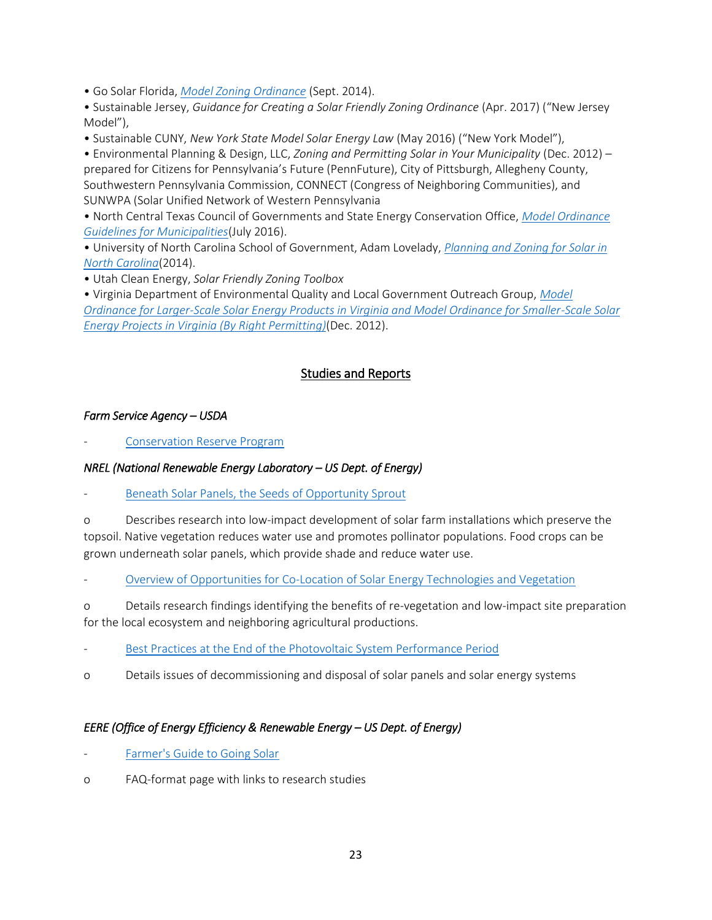- Go Solar Florida, *Model Zoning Ordinance* (Sept. 2014).
- Sustainable Jersey, *Guidance for Creating a Solar Friendly Zoning Ordinance* (Apr. 2017) ("New Jersey Model"),
- Sustainable CUNY, *New York State Model Solar Energy Law* (May 2016) ("New York Model"),
- Environmental Planning & Design, LLC, *Zoning and Permitting Solar in Your Municipality* (Dec. 2012) – prepared for Citizens for Pennsylvania's Future (PennFuture), City of Pittsburgh, Allegheny County, Southwestern Pennsylvania Commission, CONNECT (Congress of Neighboring Communities), and SUNWPA (Solar Unified Network of Western Pennsylvania
- North Central Texas Council of Governments and State Energy Conservation Office, *Model Ordinance Guidelines for Municipalities*(July 2016).
- University of North Carolina School of Government, Adam Lovelady, *Planning and Zoning for Solar in North Carolina*(2014).
- Utah Clean Energy, *Solar Friendly Zoning Toolbox*
- Virginia Department of Environmental Quality and Local Government Outreach Group, *Model Ordinance for Larger-Scale Solar Energy Products in Virginia and Model Ordinance for Smaller-Scale Solar Energy Projects in Virginia (By Right Permitting)*(Dec. 2012).

## Studies and Reports

*Farm Service Agency – USDA*

- Conservation Reserve Program

*NREL (National Renewable Energy Laboratory – US Dept. of Energy)*

- Beneath Solar Panels, the Seeds of Opportunity Sprout
  - Describes research into low-impact development of solar farm installations which preserve the topsoil. Native vegetation reduces water use and promotes pollinator populations. Food crops can be grown underneath solar panels, which provide shade and reduce water use.
- Overview of Opportunities for Co-Location of Solar Energy Technologies and Vegetation
  - Details research findings identifying the benefits of re-vegetation and low-impact site preparation for the local ecosystem and neighboring agricultural productions.
- Best Practices at the End of the Photovoltaic System Performance Period
  - Details issues of decommissioning and disposal of solar panels and solar energy systems

*EERE (Office of Energy Efficiency & Renewable Energy – US Dept. of Energy)*

- Farmer's Guide to Going Solar
  - FAQ-format page with links to research studies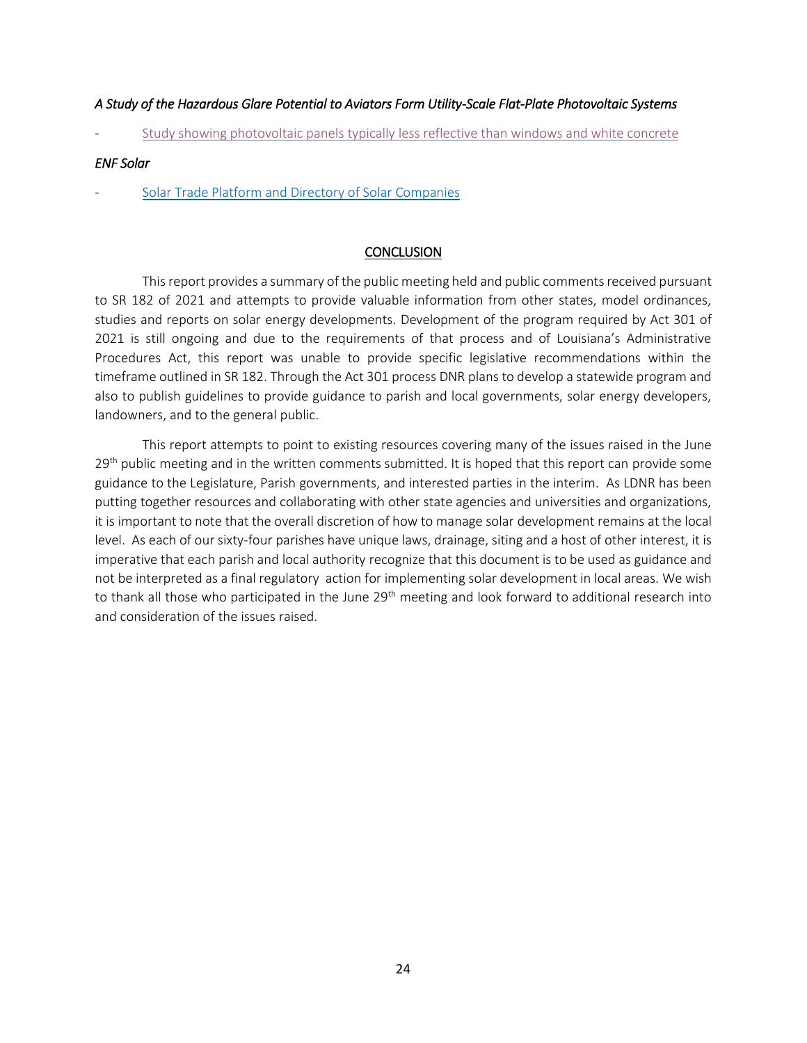*A Study of the Hazardous Glare Potential to Aviators Form Utility-Scale Flat-Plate Photovoltaic Systems*

- Study showing photovoltaic panels typically less reflective than windows and white concrete

*ENF Solar*

- Solar Trade Platform and Directory of Solar Companies

## CONCLUSION

This report provides a summary of the public meeting held and public comments received pursuant to SR 182 of 2021 and attempts to provide valuable information from other states, model ordinances, studies and reports on solar energy developments. Development of the program required by Act 301 of 2021 is still ongoing and due to the requirements of that process and of Louisiana's Administrative Procedures Act, this report was unable to provide specific legislative recommendations within the timeframe outlined in SR 182. Through the Act 301 process DNR plans to develop a statewide program and also to publish guidelines to provide guidance to parish and local governments, solar energy developers, landowners, and to the general public.

This report attempts to point to existing resources covering many of the issues raised in the June 29th public meeting and in the written comments submitted. It is hoped that this report can provide some guidance to the Legislature, Parish governments, and interested parties in the interim. As LDNR has been putting together resources and collaborating with other state agencies and universities and organizations, it is important to note that the overall discretion of how to manage solar development remains at the local level. As each of our sixty-four parishes have unique laws, drainage, siting and a host of other interest, it is imperative that each parish and local authority recognize that this document is to be used as guidance and not be interpreted as a final regulatory action for implementing solar development in local areas. We wish to thank all those who participated in the June 29th meeting and look forward to additional research into and consideration of the issues raised.